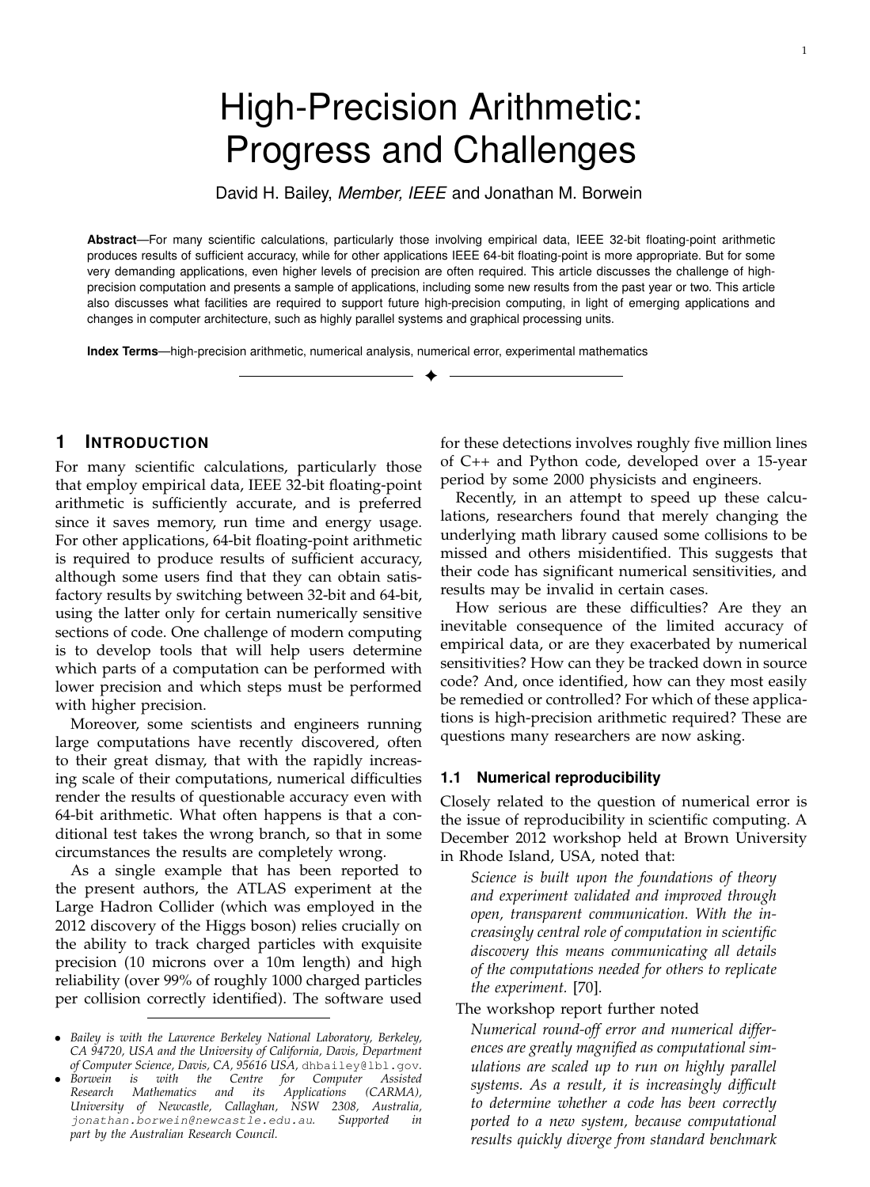# High-Precision Arithmetic: Progress and Challenges

David H. Bailey, *Member, IEEE* and Jonathan M. Borwein

**Abstract**—For many scientific calculations, particularly those involving empirical data, IEEE 32-bit floating-point arithmetic produces results of sufficient accuracy, while for other applications IEEE 64-bit floating-point is more appropriate. But for some very demanding applications, even higher levels of precision are often required. This article discusses the challenge of high-precision computation and presents a sample of applications, including some new results from the past year or two. This article also discusses what facilities are required to support future high-precision computing, in light of emerging applications and changes in computer architecture, such as highly parallel systems and graphical processing units.

**Index Terms**—high-precision arithmetic, numerical analysis, numerical error, experimental mathematics

## 1 Introduction

For many scientific calculations, particularly those that employ empirical data, IEEE 32-bit floating-point arithmetic is sufficiently accurate, and is preferred since it saves memory, run time and energy usage. For other applications, 64-bit floating-point arithmetic is required to produce results of sufficient accuracy, although some users find that they can obtain satisfactory results by switching between 32-bit and 64-bit, using the latter only for certain numerically sensitive sections of code. One challenge of modern computing is to develop tools that will help users determine which parts of a computation can be performed with lower precision and which steps must be performed with higher precision.

Moreover, some scientists and engineers running large computations have recently discovered, often to their great dismay, that with the rapidly increasing scale of their computations, numerical difficulties render the results of questionable accuracy even with 64-bit arithmetic. What often happens is that a conditional test takes the wrong branch, so that in some circumstances the results are completely wrong.

As a single example that has been reported to the present authors, the ATLAS experiment at the Large Hadron Collider (which was employed in the 2012 discovery of the Higgs boson) relies crucially on the ability to track charged particles with exquisite precision (10 microns over a 10m length) and high reliability (over 99% of roughly 1000 charged particles per collision correctly identified). The software used for these detections involves roughly five million lines of C++ and Python code, developed over a 15-year period by some 2000 physicists and engineers.

Recently, in an attempt to speed up these calculations, researchers found that merely changing the underlying math library caused some collisions to be missed and others misidentified. This suggests that their code has significant numerical sensitivities, and results may be invalid in certain cases.

How serious are these difficulties? Are they an inevitable consequence of the limited accuracy of empirical data, or are they exacerbated by numerical sensitivities? How can they be tracked down in source code? And, once identified, how can they most easily be remedied or controlled? For which of these applications is high-precision arithmetic required? These are questions many researchers are now asking.

### 1.1 Numerical reproducibility

Closely related to the question of numerical error is the issue of reproducibility in scientific computing. A December 2012 workshop held at Brown University in Rhode Island, USA, noted that:

> *Science is built upon the foundations of theory and experiment validated and improved through open, transparent communication. With the increasingly central role of computation in scientific discovery this means communicating all details of the computations needed for others to replicate the experiment.* [70].

The workshop report further noted

> *Numerical round-off error and numerical differences are greatly magnified as computational simulations are scaled up to run on highly parallel systems. As a result, it is increasingly difficult to determine whether a code has been correctly ported to a new system, because computational results quickly diverge from standard benchmark*

---

- *Bailey is with the Lawrence Berkeley National Laboratory, Berkeley, CA 94720, USA and the University of California, Davis, Department of Computer Science, Davis, CA, 95616 USA,* dhbailey@lbl.gov.
- *Borwein is with the Centre for Computer Assisted Research Mathematics and its Applications (CARMA), University of Newcastle, Callaghan, NSW 2308, Australia,* jonathan.borwein@newcastle.edu.au. *Supported in part by the Australian Research Council.*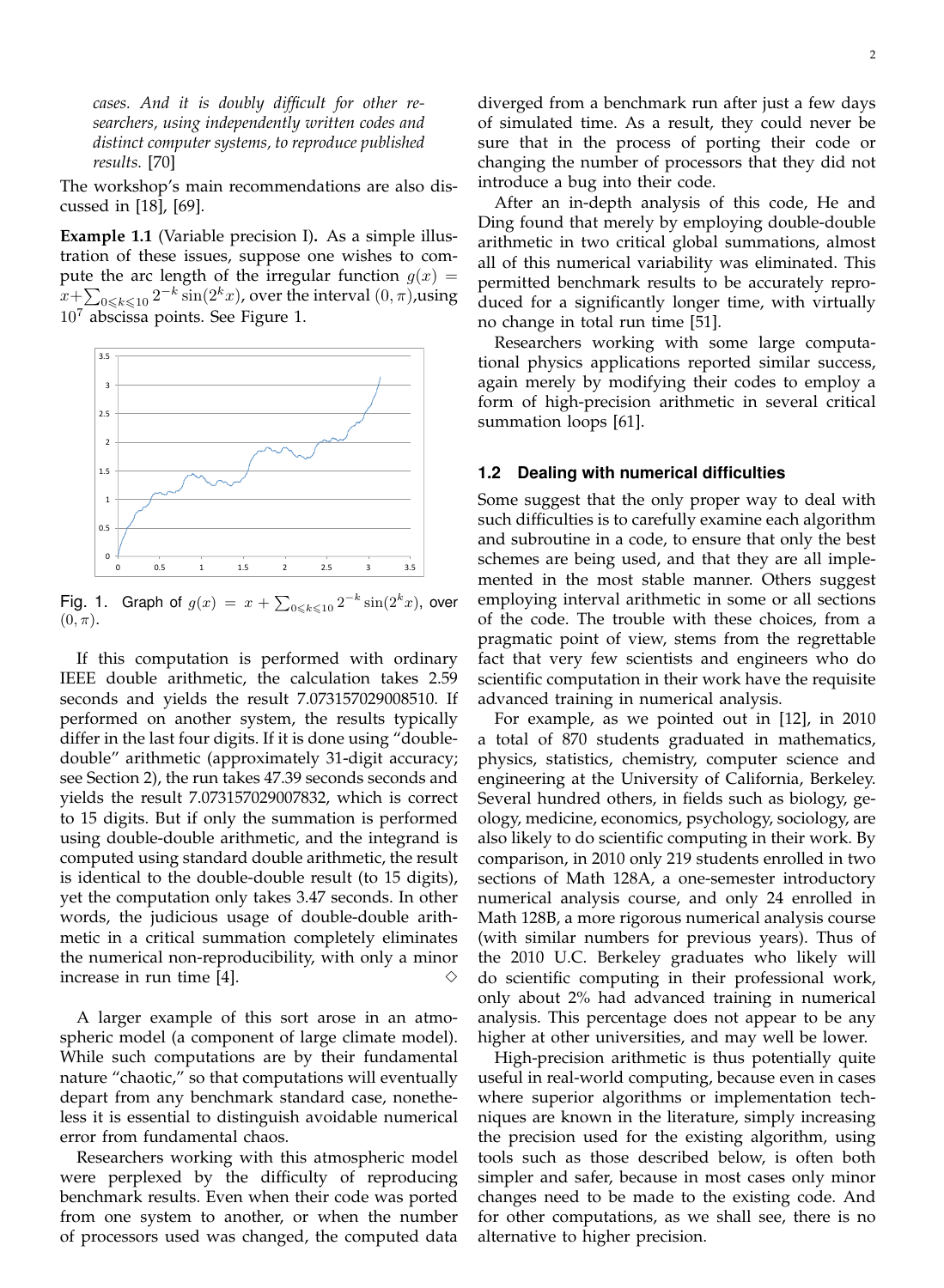*cases. And it is doubly difficult for other researchers, using independently written codes and distinct computer systems, to reproduce published results.* [70]

The workshop's main recommendations are also discussed in [18], [69].

**Example 1.1** (Variable precision I)**.** As a simple illustration of these issues, suppose one wishes to compute the arc length of the irregular function $g(x) = x+\sum_{0\leqslant k\leqslant 10} 2^{-k}\sin(2^k x)$, over the interval $(0,\pi)$,using $10^7$ abscissa points. See Figure 1.

Fig. 1. Graph of $g(x) = x + \sum_{0\leqslant k\leqslant 10} 2^{-k}\sin(2^k x)$, over $(0,\pi)$.

If this computation is performed with ordinary IEEE double arithmetic, the calculation takes 2.59 seconds and yields the result 7.073157029008510. If performed on another system, the results typically differ in the last four digits. If it is done using "double-double" arithmetic (approximately 31-digit accuracy; see Section 2), the run takes 47.39 seconds seconds and yields the result 7.073157029007832, which is correct to 15 digits. But if only the summation is performed using double-double arithmetic, and the integrand is computed using standard double arithmetic, the result is identical to the double-double result (to 15 digits), yet the computation only takes 3.47 seconds. In other words, the judicious usage of double-double arithmetic in a critical summation completely eliminates the numerical non-reproducibility, with only a minor increase in run time [4]. $\diamond$

A larger example of this sort arose in an atmospheric model (a component of large climate model). While such computations are by their fundamental nature "chaotic," so that computations will eventually depart from any benchmark standard case, nonetheless it is essential to distinguish avoidable numerical error from fundamental chaos.

Researchers working with this atmospheric model were perplexed by the difficulty of reproducing benchmark results. Even when their code was ported from one system to another, or when the number of processors used was changed, the computed data diverged from a benchmark run after just a few days of simulated time. As a result, they could never be sure that in the process of porting their code or changing the number of processors that they did not introduce a bug into their code.

After an in-depth analysis of this code, He and Ding found that merely by employing double-double arithmetic in two critical global summations, almost all of this numerical variability was eliminated. This permitted benchmark results to be accurately reproduced for a significantly longer time, with virtually no change in total run time [51].

Researchers working with some large computational physics applications reported similar success, again merely by modifying their codes to employ a form of high-precision arithmetic in several critical summation loops [61].

### 1.2 Dealing with numerical difficulties

Some suggest that the only proper way to deal with such difficulties is to carefully examine each algorithm and subroutine in a code, to ensure that only the best schemes are being used, and that they are all implemented in the most stable manner. Others suggest employing interval arithmetic in some or all sections of the code. The trouble with these choices, from a pragmatic point of view, stems from the regrettable fact that very few scientists and engineers who do scientific computation in their work have the requisite advanced training in numerical analysis.

For example, as we pointed out in [12], in 2010 a total of 870 students graduated in mathematics, physics, statistics, chemistry, computer science and engineering at the University of California, Berkeley. Several hundred others, in fields such as biology, geology, medicine, economics, psychology, sociology, are also likely to do scientific computing in their work. By comparison, in 2010 only 219 students enrolled in two sections of Math 128A, a one-semester introductory numerical analysis course, and only 24 enrolled in Math 128B, a more rigorous numerical analysis course (with similar numbers for previous years). Thus of the 2010 U.C. Berkeley graduates who likely will do scientific computing in their professional work, only about 2% had advanced training in numerical analysis. This percentage does not appear to be any higher at other universities, and may well be lower.

High-precision arithmetic is thus potentially quite useful in real-world computing, because even in cases where superior algorithms or implementation techniques are known in the literature, simply increasing the precision used for the existing algorithm, using tools such as those described below, is often both simpler and safer, because in most cases only minor changes need to be made to the existing code. And for other computations, as we shall see, there is no alternative to higher precision.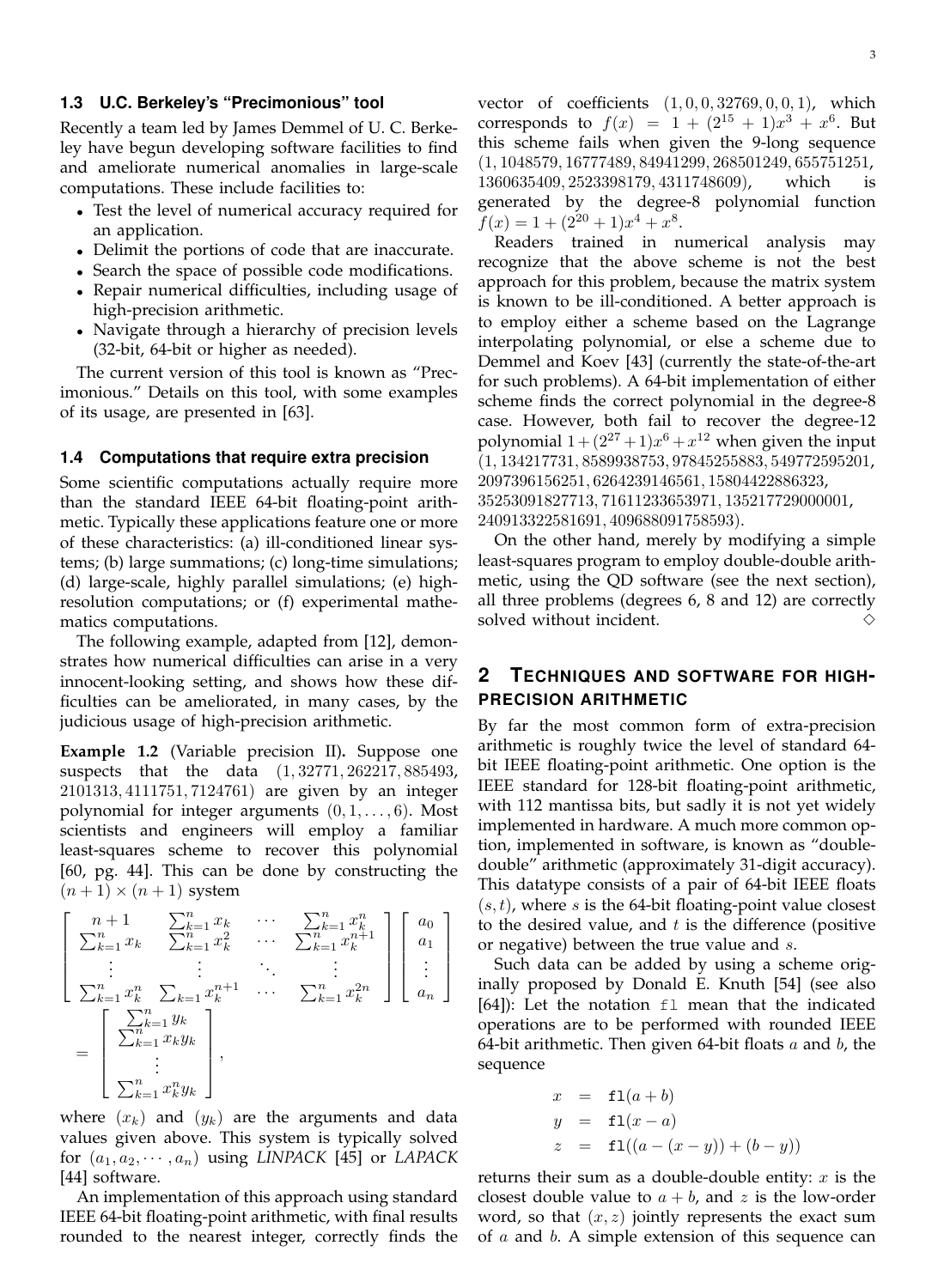### 1.3 U.C. Berkeley's "Precimonious" tool

Recently a team led by James Demmel of U. C. Berkeley have begun developing software facilities to find and ameliorate numerical anomalies in large-scale computations. These include facilities to:

- Test the level of numerical accuracy required for an application.
- Delimit the portions of code that are inaccurate.
- Search the space of possible code modifications.
- Repair numerical difficulties, including usage of high-precision arithmetic.
- Navigate through a hierarchy of precision levels (32-bit, 64-bit or higher as needed).

The current version of this tool is known as "Precimonious." Details on this tool, with some examples of its usage, are presented in [63].

### 1.4 Computations that require extra precision

Some scientific computations actually require more than the standard IEEE 64-bit floating-point arithmetic. Typically these applications feature one or more of these characteristics: (a) ill-conditioned linear systems; (b) large summations; (c) long-time simulations; (d) large-scale, highly parallel simulations; (e) high-resolution computations; or (f) experimental mathematics computations.

The following example, adapted from [12], demonstrates how numerical difficulties can arise in a very innocent-looking setting, and shows how these difficulties can be ameliorated, in many cases, by the judicious usage of high-precision arithmetic.

**Example 1.2** (Variable precision II)**.** Suppose one suspects that the data $(1, 32771, 262217, 885493, 2101313, 4111751, 7124761)$ are given by an integer polynomial for integer arguments $(0, 1, \ldots, 6)$. Most scientists and engineers will employ a familiar least-squares scheme to recover this polynomial [60, pg. 44]. This can be done by constructing the $(n+1) \times (n+1)$ system

$$
\begin{bmatrix} n+1 & \sum_{k=1}^n x_k & \cdots & \sum_{k=1}^n x_k^n \\ \sum_{k=1}^n x_k & \sum_{k=1}^n x_k^2 & \cdots & \sum_{k=1}^n x_k^{n+1} \\ \vdots & \vdots & \ddots & \vdots \\ \sum_{k=1}^n x_k^n & \sum_{k=1}^n x_k^{n+1} & \cdots & \sum_{k=1}^n x_k^{2n} \end{bmatrix} \begin{bmatrix} a_0 \\ a_1 \\ \vdots \\ a_n \end{bmatrix} = \begin{bmatrix} \sum_{k=1}^n y_k \\ \sum_{k=1}^n x_k y_k \\ \vdots \\ \sum_{k=1}^n x_k^n y_k \end{bmatrix},
$$

where $(x_k)$ and $(y_k)$ are the arguments and data values given above. This system is typically solved for $(a_1, a_2, \cdots, a_n)$ using *LINPACK* [45] or *LAPACK* [44] software.

An implementation of this approach using standard IEEE 64-bit floating-point arithmetic, with final results rounded to the nearest integer, correctly finds the vector of coefficients $(1, 0, 0, 32769, 0, 0, 1)$, which corresponds to $f(x) = 1 + (2^{15} + 1)x^3 + x^6$. But this scheme fails when given the 9-long sequence $(1, 1048579, 16777489, 84941299, 268501249, 655751251, 1360635409, 2523398179, 4311748609)$, which is generated by the degree-8 polynomial function $f(x) = 1 + (2^{20} + 1)x^4 + x^8$.

Readers trained in numerical analysis may recognize that the above scheme is not the best approach for this problem, because the matrix system is known to be ill-conditioned. A better approach is to employ either a scheme based on the Lagrange interpolating polynomial, or else a scheme due to Demmel and Koev [43] (currently the state-of-the-art for such problems). A 64-bit implementation of either scheme finds the correct polynomial in the degree-8 case. However, both fail to recover the degree-12 polynomial $1 + (2^{27} + 1)x^6 + x^{12}$ when given the input $(1, 134217731, 8589938753, 97845255883, 549772595201, 2097396156251, 6264239146561, 15804422886323, 35253091827713, 71611233653971, 135217729000001, 240913322581691, 409688091758593)$.

On the other hand, merely by modifying a simple least-squares program to employ double-double arithmetic, using the QD software (see the next section), all three problems (degrees 6, 8 and 12) are correctly solved without incident. ◇

## 2 Techniques and software for high-precision arithmetic

By far the most common form of extra-precision arithmetic is roughly twice the level of standard 64-bit IEEE floating-point arithmetic. One option is the IEEE standard for 128-bit floating-point arithmetic, with 112 mantissa bits, but sadly it is not yet widely implemented in hardware. A much more common option, implemented in software, is known as "double-double" arithmetic (approximately 31-digit accuracy). This datatype consists of a pair of 64-bit IEEE floats $(s, t)$, where $s$ is the 64-bit floating-point value closest to the desired value, and $t$ is the difference (positive or negative) between the true value and $s$.

Such data can be added by using a scheme originally proposed by Donald E. Knuth [54] (see also [64]): Let the notation `fl` mean that the indicated operations are to be performed with rounded IEEE 64-bit arithmetic. Then given 64-bit floats $a$ and $b$, the sequence

$$
\begin{aligned}
x &= \texttt{fl}(a + b) \\
y &= \texttt{fl}(x - a) \\
z &= \texttt{fl}((a - (x - y)) + (b - y))
\end{aligned}
$$

returns their sum as a double-double entity: $x$ is the closest double value to $a + b$, and $z$ is the low-order word, so that $(x, z)$ jointly represents the exact sum of $a$ and $b$. A simple extension of this sequence can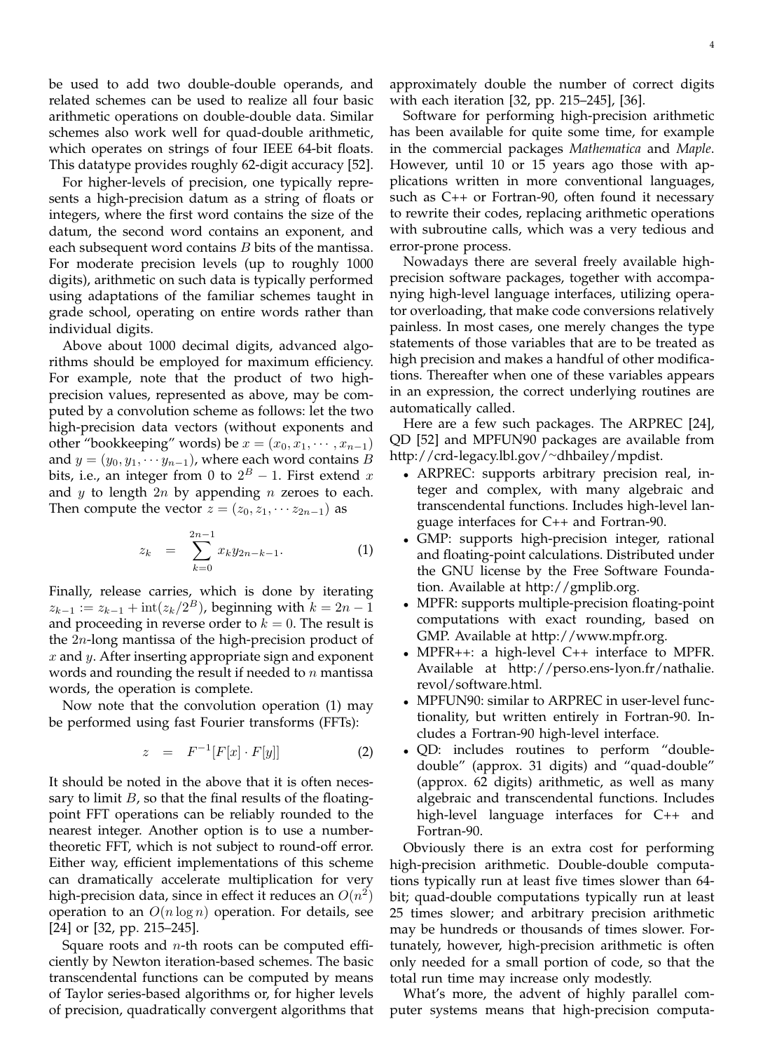be used to add two double-double operands, and related schemes can be used to realize all four basic arithmetic operations on double-double data. Similar schemes also work well for quad-double arithmetic, which operates on strings of four IEEE 64-bit floats. This datatype provides roughly 62-digit accuracy [52].

For higher-levels of precision, one typically represents a high-precision datum as a string of floats or integers, where the first word contains the size of the datum, the second word contains an exponent, and each subsequent word contains $B$ bits of the mantissa. For moderate precision levels (up to roughly 1000 digits), arithmetic on such data is typically performed using adaptations of the familiar schemes taught in grade school, operating on entire words rather than individual digits.

Above about 1000 decimal digits, advanced algorithms should be employed for maximum efficiency. For example, note that the product of two high-precision values, represented as above, may be computed by a convolution scheme as follows: let the two high-precision data vectors (without exponents and other "bookkeeping" words) be $x = (x_0, x_1, \cdots, x_{n-1})$ and $y = (y_0, y_1, \cdots y_{n-1})$, where each word contains $B$ bits, i.e., an integer from 0 to $2^B - 1$. First extend $x$ and $y$ to length $2n$ by appending $n$ zeroes to each. Then compute the vector $z = (z_0, z_1, \cdots z_{2n-1})$ as

$$z_k = \sum_{k=0}^{2n-1} x_k y_{2n-k-1}. \quad (1)$$

Finally, release carries, which is done by iterating $z_{k-1} := z_{k-1} + \text{int}(z_k/2^B)$, beginning with $k = 2n - 1$ and proceeding in reverse order to $k = 0$. The result is the $2n$-long mantissa of the high-precision product of $x$ and $y$. After inserting appropriate sign and exponent words and rounding the result if needed to $n$ mantissa words, the operation is complete.

Now note that the convolution operation (1) may be performed using fast Fourier transforms (FFTs):

$$z = F^{-1}[F[x] \cdot F[y]] \quad (2)$$

It should be noted in the above that it is often necessary to limit $B$, so that the final results of the floating-point FFT operations can be reliably rounded to the nearest integer. Another option is to use a number-theoretic FFT, which is not subject to round-off error. Either way, efficient implementations of this scheme can dramatically accelerate multiplication for very high-precision data, since in effect it reduces an $O(n^2)$ operation to an $O(n \log n)$ operation. For details, see [24] or [32, pp. 215–245].

Square roots and $n$-th roots can be computed efficiently by Newton iteration-based schemes. The basic transcendental functions can be computed by means of Taylor series-based algorithms or, for higher levels of precision, quadratically convergent algorithms that approximately double the number of correct digits with each iteration [32, pp. 215–245], [36].

Software for performing high-precision arithmetic has been available for quite some time, for example in the commercial packages *Mathematica* and *Maple*. However, until 10 or 15 years ago those with applications written in more conventional languages, such as C++ or Fortran-90, often found it necessary to rewrite their codes, replacing arithmetic operations with subroutine calls, which was a very tedious and error-prone process.

Nowadays there are several freely available high-precision software packages, together with accompanying high-level language interfaces, utilizing operator overloading, that make code conversions relatively painless. In most cases, one merely changes the type statements of those variables that are to be treated as high precision and makes a handful of other modifications. Thereafter when one of these variables appears in an expression, the correct underlying routines are automatically called.

Here are a few such packages. The ARPREC [24], QD [52] and MPFUN90 packages are available from http://crd-legacy.lbl.gov/~dhbailey/mpdist.

- ARPREC: supports arbitrary precision real, integer and complex, with many algebraic and transcendental functions. Includes high-level language interfaces for C++ and Fortran-90.
- GMP: supports high-precision integer, rational and floating-point calculations. Distributed under the GNU license by the Free Software Foundation. Available at http://gmplib.org.
- MPFR: supports multiple-precision floating-point computations with exact rounding, based on GMP. Available at http://www.mpfr.org.
- MPFR++: a high-level C++ interface to MPFR. Available at http://perso.ens-lyon.fr/nathalie.revol/software.html.
- MPFUN90: similar to ARPREC in user-level functionality, but written entirely in Fortran-90. Includes a Fortran-90 high-level interface.
- QD: includes routines to perform "double-double" (approx. 31 digits) and "quad-double" (approx. 62 digits) arithmetic, as well as many algebraic and transcendental functions. Includes high-level language interfaces for C++ and Fortran-90.

Obviously there is an extra cost for performing high-precision arithmetic. Double-double computations typically run at least five times slower than 64-bit; quad-double computations typically run at least 25 times slower; and arbitrary precision arithmetic may be hundreds or thousands of times slower. Fortunately, however, high-precision arithmetic is often only needed for a small portion of code, so that the total run time may increase only modestly.

What's more, the advent of highly parallel computer systems means that high-precision computa-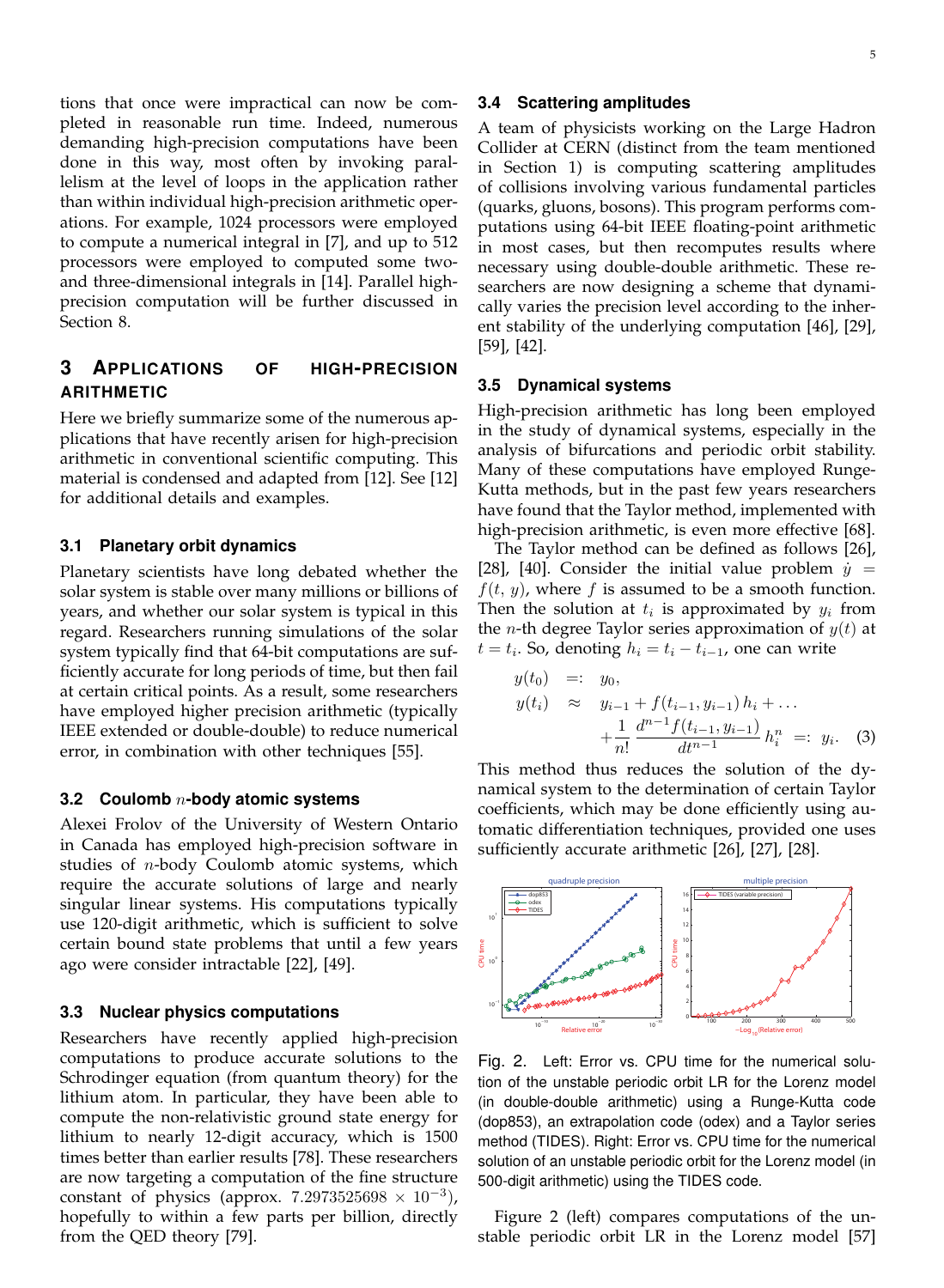tions that once were impractical can now be completed in reasonable run time. Indeed, numerous demanding high-precision computations have been done in this way, most often by invoking parallelism at the level of loops in the application rather than within individual high-precision arithmetic operations. For example, 1024 processors were employed to compute a numerical integral in [7], and up to 512 processors were employed to computed some two- and three-dimensional integrals in [14]. Parallel high-precision computation will be further discussed in Section 8.

## 3 Applications of high-precision arithmetic

Here we briefly summarize some of the numerous applications that have recently arisen for high-precision arithmetic in conventional scientific computing. This material is condensed and adapted from [12]. See [12] for additional details and examples.

### 3.1 Planetary orbit dynamics

Planetary scientists have long debated whether the solar system is stable over many millions or billions of years, and whether our solar system is typical in this regard. Researchers running simulations of the solar system typically find that 64-bit computations are sufficiently accurate for long periods of time, but then fail at certain critical points. As a result, some researchers have employed higher precision arithmetic (typically IEEE extended or double-double) to reduce numerical error, in combination with other techniques [55].

### 3.2 Coulomb $n$-body atomic systems

Alexei Frolov of the University of Western Ontario in Canada has employed high-precision software in studies of $n$-body Coulomb atomic systems, which require the accurate solutions of large and nearly singular linear systems. His computations typically use 120-digit arithmetic, which is sufficient to solve certain bound state problems that until a few years ago were consider intractable [22], [49].

### 3.3 Nuclear physics computations

Researchers have recently applied high-precision computations to produce accurate solutions to the Schrodinger equation (from quantum theory) for the lithium atom. In particular, they have been able to compute the non-relativistic ground state energy for lithium to nearly 12-digit accuracy, which is 1500 times better than earlier results [78]. These researchers are now targeting a computation of the fine structure constant of physics (approx. $7.2973525698 \times 10^{-3}$), hopefully to within a few parts per billion, directly from the QED theory [79].

### 3.4 Scattering amplitudes

A team of physicists working on the Large Hadron Collider at CERN (distinct from the team mentioned in Section 1) is computing scattering amplitudes of collisions involving various fundamental particles (quarks, gluons, bosons). This program performs computations using 64-bit IEEE floating-point arithmetic in most cases, but then recomputes results where necessary using double-double arithmetic. These researchers are now designing a scheme that dynamically varies the precision level according to the inherent stability of the underlying computation [46], [29], [59], [42].

### 3.5 Dynamical systems

High-precision arithmetic has long been employed in the study of dynamical systems, especially in the analysis of bifurcations and periodic orbit stability. Many of these computations have employed Runge-Kutta methods, but in the past few years researchers have found that the Taylor method, implemented with high-precision arithmetic, is even more effective [68].

The Taylor method can be defined as follows [26], [28], [40]. Consider the initial value problem $\dot{y} = f(t, y)$, where $f$ is assumed to be a smooth function. Then the solution at $t_i$ is approximated by $y_i$ from the $n$-th degree Taylor series approximation of $y(t)$ at $t = t_i$. So, denoting $h_i = t_i - t_{i-1}$, one can write

$$
\begin{aligned}
y(t_0) \quad &=: \quad y_0, \\
y(t_i) \quad &\approx \quad y_{i-1} + f(t_{i-1}, y_{i-1})\, h_i + \ldots \\
&\quad + \frac{1}{n!} \frac{d^{n-1} f(t_{i-1}, y_{i-1})}{dt^{n-1}}\, h_i^n \;=:\; y_i. \qquad (3)
\end{aligned}
$$

This method thus reduces the solution of the dynamical system to the determination of certain Taylor coefficients, which may be done efficiently using automatic differentiation techniques, provided one uses sufficiently accurate arithmetic [26], [27], [28].

Fig. 2. Left: Error vs. CPU time for the numerical solution of the unstable periodic orbit LR for the Lorenz model (in double-double arithmetic) using a Runge-Kutta code (dop853), an extrapolation code (odex) and a Taylor series method (TIDES). Right: Error vs. CPU time for the numerical solution of an unstable periodic orbit for the Lorenz model (in 500-digit arithmetic) using the TIDES code.

Figure 2 (left) compares computations of the unstable periodic orbit LR in the Lorenz model [57]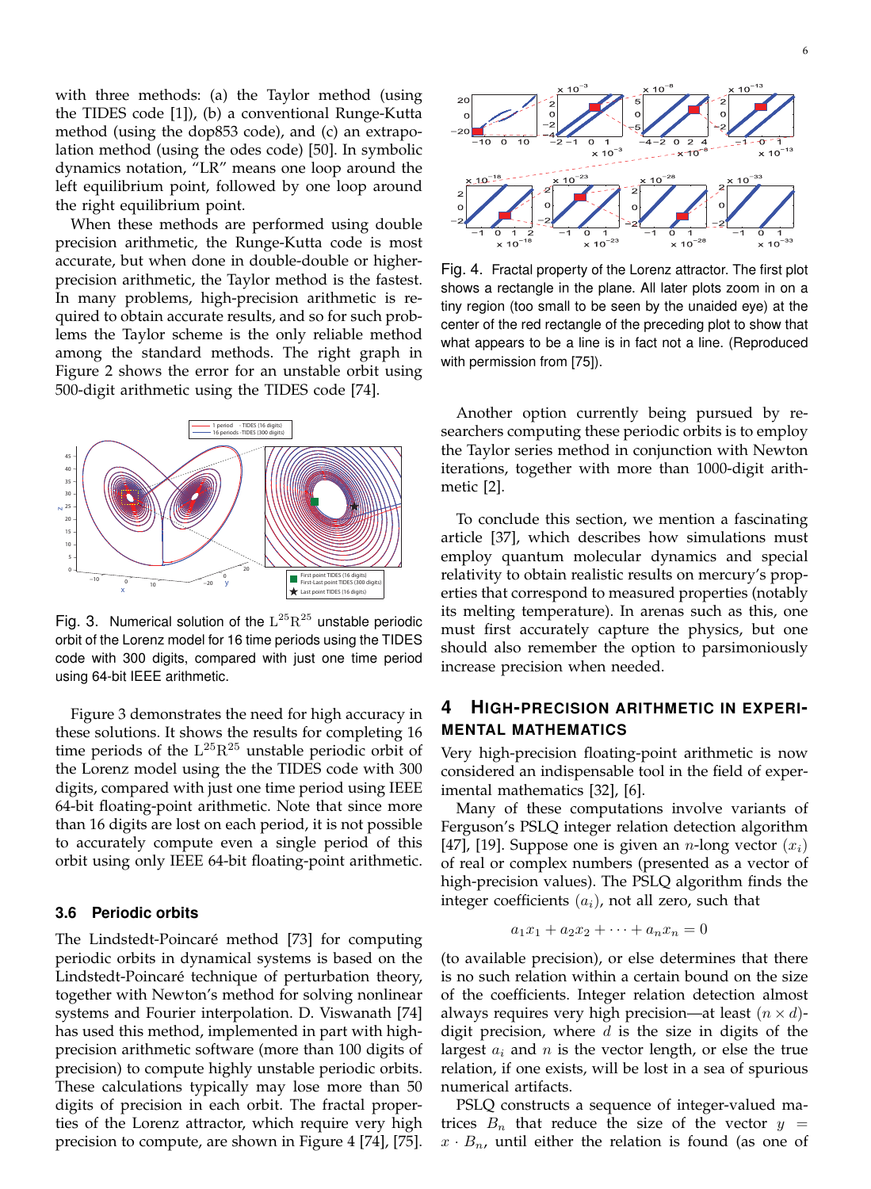with three methods: (a) the Taylor method (using the TIDES code [1]), (b) a conventional Runge-Kutta method (using the dop853 code), and (c) an extrapolation method (using the odes code) [50]. In symbolic dynamics notation, "LR" means one loop around the left equilibrium point, followed by one loop around the right equilibrium point.

When these methods are performed using double precision arithmetic, the Runge-Kutta code is most accurate, but when done in double-double or higher-precision arithmetic, the Taylor method is the fastest. In many problems, high-precision arithmetic is required to obtain accurate results, and so for such problems the Taylor scheme is the only reliable method among the standard methods. The right graph in Figure 2 shows the error for an unstable orbit using 500-digit arithmetic using the TIDES code [74].

Fig. 3. Numerical solution of the $L^{25}R^{25}$ unstable periodic orbit of the Lorenz model for 16 time periods using the TIDES code with 300 digits, compared with just one time period using 64-bit IEEE arithmetic.

Figure 3 demonstrates the need for high accuracy in these solutions. It shows the results for completing 16 time periods of the $L^{25}R^{25}$ unstable periodic orbit of the Lorenz model using the the TIDES code with 300 digits, compared with just one time period using IEEE 64-bit floating-point arithmetic. Note that since more than 16 digits are lost on each period, it is not possible to accurately compute even a single period of this orbit using only IEEE 64-bit floating-point arithmetic.

### 3.6 Periodic orbits

The Lindstedt-Poincaré method [73] for computing periodic orbits in dynamical systems is based on the Lindstedt-Poincaré technique of perturbation theory, together with Newton's method for solving nonlinear systems and Fourier interpolation. D. Viswanath [74] has used this method, implemented in part with high-precision arithmetic software (more than 100 digits of precision) to compute highly unstable periodic orbits. These calculations typically may lose more than 50 digits of precision in each orbit. The fractal properties of the Lorenz attractor, which require very high precision to compute, are shown in Figure 4 [74], [75].

Fig. 4. Fractal property of the Lorenz attractor. The first plot shows a rectangle in the plane. All later plots zoom in on a tiny region (too small to be seen by the unaided eye) at the center of the red rectangle of the preceding plot to show that what appears to be a line is in fact not a line. (Reproduced with permission from [75]).

Another option currently being pursued by researchers computing these periodic orbits is to employ the Taylor series method in conjunction with Newton iterations, together with more than 1000-digit arithmetic [2].

To conclude this section, we mention a fascinating article [37], which describes how simulations must employ quantum molecular dynamics and special relativity to obtain realistic results on mercury's properties that correspond to measured properties (notably its melting temperature). In arenas such as this, one must first accurately capture the physics, but one should also remember the option to parsimoniously increase precision when needed.

## 4 High-Precision Arithmetic in Experimental Mathematics

Very high-precision floating-point arithmetic is now considered an indispensable tool in the field of experimental mathematics [32], [6].

Many of these computations involve variants of Ferguson's PSLQ integer relation detection algorithm [47], [19]. Suppose one is given an $n$-long vector $(x_i)$ of real or complex numbers (presented as a vector of high-precision values). The PSLQ algorithm finds the integer coefficients $(a_i)$, not all zero, such that

$$a_1x_1 + a_2x_2 + \cdots + a_nx_n = 0$$

(to available precision), or else determines that there is no such relation within a certain bound on the size of the coefficients. Integer relation detection almost always requires very high precision—at least $(n \times d)$-digit precision, where $d$ is the size in digits of the largest $a_i$ and $n$ is the vector length, or else the true relation, if one exists, will be lost in a sea of spurious numerical artifacts.

PSLQ constructs a sequence of integer-valued matrices $B_n$ that reduce the size of the vector $y = x \cdot B_n$, until either the relation is found (as one of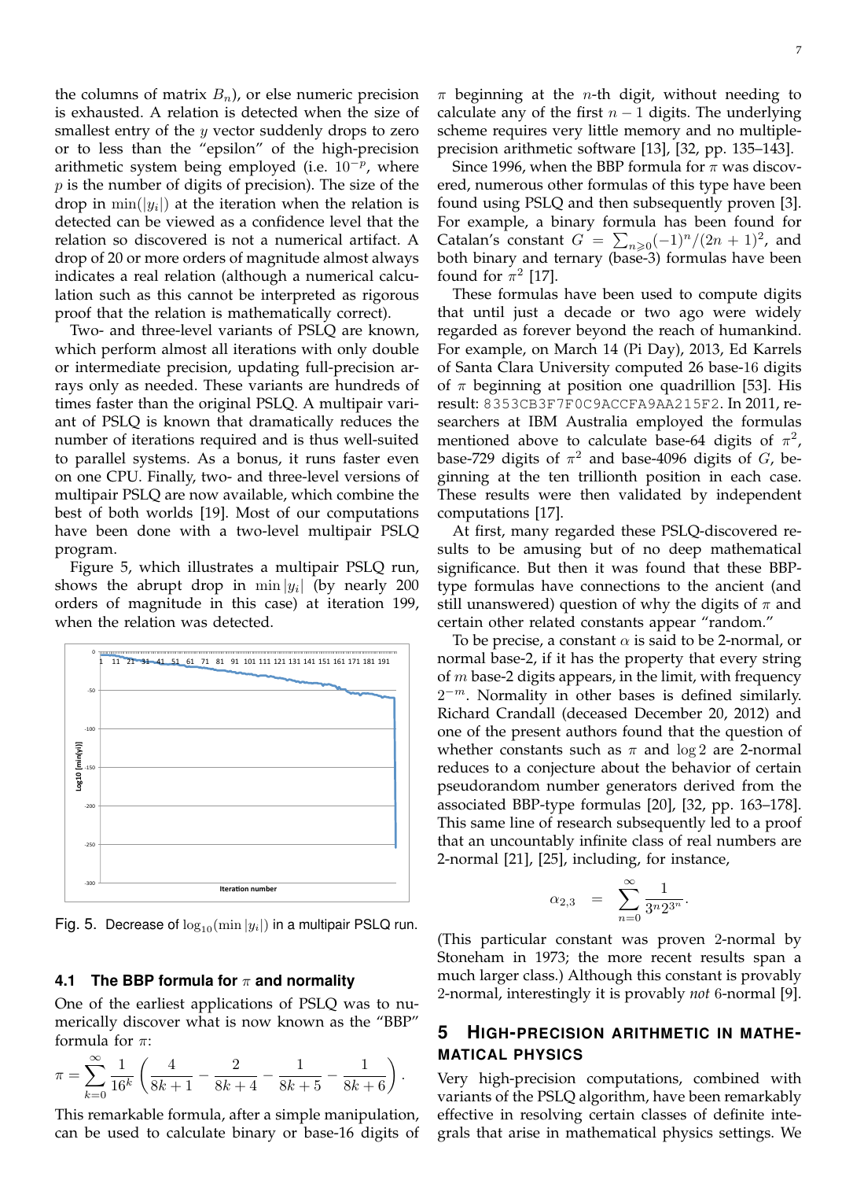the columns of matrix $B_n$), or else numeric precision is exhausted. A relation is detected when the size of smallest entry of the $y$ vector suddenly drops to zero or to less than the "epsilon" of the high-precision arithmetic system being employed (i.e. $10^{-p}$, where $p$ is the number of digits of precision). The size of the drop in $\min(|y_i|)$ at the iteration when the relation is detected can be viewed as a confidence level that the relation so discovered is not a numerical artifact. A drop of 20 or more orders of magnitude almost always indicates a real relation (although a numerical calculation such as this cannot be interpreted as rigorous proof that the relation is mathematically correct).

Two- and three-level variants of PSLQ are known, which perform almost all iterations with only double or intermediate precision, updating full-precision arrays only as needed. These variants are hundreds of times faster than the original PSLQ. A multipair variant of PSLQ is known that dramatically reduces the number of iterations required and is thus well-suited to parallel systems. As a bonus, it runs faster even on one CPU. Finally, two- and three-level versions of multipair PSLQ are now available, which combine the best of both worlds [19]. Most of our computations have been done with a two-level multipair PSLQ program.

Figure 5, which illustrates a multipair PSLQ run, shows the abrupt drop in $\min|y_i|$ (by nearly 200 orders of magnitude in this case) at iteration 199, when the relation was detected.

Fig. 5. Decrease of $\log_{10}(\min|y_i|)$ in a multipair PSLQ run.

### 4.1 The BBP formula for $\pi$ and normality

One of the earliest applications of PSLQ was to numerically discover what is now known as the "BBP" formula for $\pi$:

$$\pi = \sum_{k=0}^{\infty} \frac{1}{16^k}\left(\frac{4}{8k+1} - \frac{2}{8k+4} - \frac{1}{8k+5} - \frac{1}{8k+6}\right).$$

This remarkable formula, after a simple manipulation, can be used to calculate binary or base-16 digits of $\pi$ beginning at the $n$-th digit, without needing to calculate any of the first $n-1$ digits. The underlying scheme requires very little memory and no multiple-precision arithmetic software [13], [32, pp. 135–143].

Since 1996, when the BBP formula for $\pi$ was discovered, numerous other formulas of this type have been found using PSLQ and then subsequently proven [3]. For example, a binary formula has been found for Catalan's constant $G = \sum_{n\geqslant 0}(-1)^n/(2n+1)^2$, and both binary and ternary (base-3) formulas have been found for $\pi^2$ [17].

These formulas have been used to compute digits that until just a decade or two ago were widely regarded as forever beyond the reach of humankind. For example, on March 14 (Pi Day), 2013, Ed Karrels of Santa Clara University computed 26 base-16 digits of $\pi$ beginning at position one quadrillion [53]. His result: `8353CB3F7F0C9ACCFA9AA215F2`. In 2011, researchers at IBM Australia employed the formulas mentioned above to calculate base-64 digits of $\pi^2$, base-729 digits of $\pi^2$ and base-4096 digits of $G$, beginning at the ten trillionth position in each case. These results were then validated by independent computations [17].

At first, many regarded these PSLQ-discovered results to be amusing but of no deep mathematical significance. But then it was found that these BBP-type formulas have connections to the ancient (and still unanswered) question of why the digits of $\pi$ and certain other related constants appear "random."

To be precise, a constant $\alpha$ is said to be 2-normal, or normal base-2, if it has the property that every string of $m$ base-2 digits appears, in the limit, with frequency $2^{-m}$. Normality in other bases is defined similarly. Richard Crandall (deceased December 20, 2012) and one of the present authors found that the question of whether constants such as $\pi$ and $\log 2$ are 2-normal reduces to a conjecture about the behavior of certain pseudorandom number generators derived from the associated BBP-type formulas [20], [32, pp. 163–178]. This same line of research subsequently led to a proof that an uncountably infinite class of real numbers are 2-normal [21], [25], including, for instance,

$$\alpha_{2,3} \quad = \quad \sum_{n=0}^{\infty} \frac{1}{3^n 2^{3^n}}.$$

(This particular constant was proven 2-normal by Stoneham in 1973; the more recent results span a much larger class.) Although this constant is provably 2-normal, interestingly it is provably *not* 6-normal [9].

## 5 HIGH-PRECISION ARITHMETIC IN MATHEMATICAL PHYSICS

Very high-precision computations, combined with variants of the PSLQ algorithm, have been remarkably effective in resolving certain classes of definite integrals that arise in mathematical physics settings. We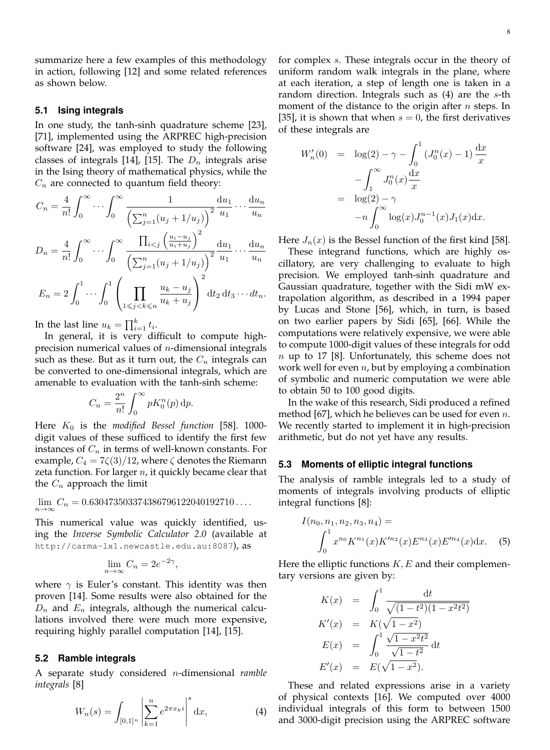summarize here a few examples of this methodology in action, following [12] and some related references as shown below.

### 5.1 Ising integrals

In one study, the tanh-sinh quadrature scheme [23], [71], implemented using the ARPREC high-precision software [24], was employed to study the following classes of integrals [14], [15]. The $D_n$ integrals arise in the Ising theory of mathematical physics, while the $C_n$ are connected to quantum field theory:

$$C_n = \frac{4}{n!}\int_0^\infty \cdots \int_0^\infty \frac{1}{\left(\sum_{j=1}^n (u_j + 1/u_j)\right)^2} \frac{\mathrm{d}u_1}{u_1} \cdots \frac{\mathrm{d}u_n}{u_n}$$

$$D_n = \frac{4}{n!}\int_0^\infty \cdots \int_0^\infty \frac{\prod_{i<j}\left(\frac{u_i - u_j}{u_i + u_j}\right)^2}{\left(\sum_{j=1}^n (u_j + 1/u_j)\right)^2} \frac{\mathrm{d}u_1}{u_1} \cdots \frac{\mathrm{d}u_n}{u_n}$$

$$E_n = 2\int_0^1 \cdots \int_0^1 \left(\prod_{1 \leqslant j < k \leqslant n} \frac{u_k - u_j}{u_k + u_j}\right)^2 \mathrm{d}t_2\, \mathrm{d}t_3 \cdots dt_n.$$

In the last line $u_k = \prod_{i=1}^k t_i$.

In general, it is very difficult to compute high-precision numerical values of $n$-dimensional integrals such as these. But as it turn out, the $C_n$ integrals can be converted to one-dimensional integrals, which are amenable to evaluation with the tanh-sinh scheme:

$$C_n = \frac{2^n}{n!}\int_0^\infty p K_0^n(p)\, \mathrm{d}p.$$

Here $K_0$ is the *modified Bessel function* [58]. 1000-digit values of these sufficed to identify the first few instances of $C_n$ in terms of well-known constants. For example, $C_4 = 7\zeta(3)/12$, where $\zeta$ denotes the Riemann zeta function. For larger $n$, it quickly became clear that the $C_n$ approach the limit

$$\lim_{n\to\infty} C_n = 0.630473503374386796122040192710\ldots.$$

This numerical value was quickly identified, using the *Inverse Symbolic Calculator 2.0* (available at http://carma-lx1.newcastle.edu.au:8087), as

$$\lim_{n\to\infty} C_n = 2e^{-2\gamma},$$

where $\gamma$ is Euler's constant. This identity was then proven [14]. Some results were also obtained for the $D_n$ and $E_n$ integrals, although the numerical calculations involved there were much more expensive, requiring highly parallel computation [14], [15].

### 5.2 Ramble integrals

A separate study considered $n$-dimensional *ramble integrals* [8]

$$W_n(s) = \int_{[0,1]^n} \left|\sum_{k=1}^n e^{2\pi x_k i}\right|^s \mathrm{d}x, \tag{4}$$

for complex $s$. These integrals occur in the theory of uniform random walk integrals in the plane, where at each iteration, a step of length one is taken in a random direction. Integrals such as (4) are the $s$-th moment of the distance to the origin after $n$ steps. In [35], it is shown that when $s = 0$, the first derivatives of these integrals are

$$\begin{aligned} W_n'(0) &= \log(2) - \gamma - \int_0^1 \left(J_0^n(x) - 1\right)\frac{\mathrm{d}x}{x} \\ &\quad - \int_1^\infty J_0^n(x)\frac{\mathrm{d}x}{x} \\ &= \log(2) - \gamma \\ &\quad - n\int_0^\infty \log(x) J_0^{n-1}(x) J_1(x)\mathrm{d}x. \end{aligned}$$

Here $J_n(x)$ is the Bessel function of the first kind [58].

These integrand functions, which are highly oscillatory, are very challenging to evaluate to high precision. We employed tanh-sinh quadrature and Gaussian quadrature, together with the Sidi mW extrapolation algorithm, as described in a 1994 paper by Lucas and Stone [56], which, in turn, is based on two earlier papers by Sidi [65], [66]. While the computations were relatively expensive, we were able to compute 1000-digit values of these integrals for odd $n$ up to 17 [8]. Unfortunately, this scheme does not work well for even $n$, but by employing a combination of symbolic and numeric computation we were able to obtain 50 to 100 good digits.

In the wake of this research, Sidi produced a refined method [67], which he believes can be used for even $n$. We recently started to implement it in high-precision arithmetic, but do not yet have any results.

### 5.3 Moments of elliptic integral functions

The analysis of ramble integrals led to a study of moments of integrals involving products of elliptic integral functions [8]:

$$\begin{aligned} I(n_0, n_1, n_2, n_3, n_4) &= \\ &\int_0^1 x^{n_0} K^{n_1}(x) K'^{n_2}(x) E^{n_3}(x) E'^{n_4}(x)\mathrm{d}x. \end{aligned} \tag{5}$$

Here the elliptic functions $K, E$ and their complementary versions are given by:

$$\begin{aligned} K(x) &= \int_0^1 \frac{\mathrm{d}t}{\sqrt{(1-t^2)(1-x^2t^2)}} \\ K'(x) &= K(\sqrt{1-x^2}) \\ E(x) &= \int_0^1 \frac{\sqrt{1-x^2t^2}}{\sqrt{1-t^2}}\,\mathrm{d}t \\ E'(x) &= E(\sqrt{1-x^2}). \end{aligned}$$

These and related expressions arise in a variety of physical contexts [16]. We computed over 4000 individual integrals of this form to between 1500 and 3000-digit precision using the ARPREC software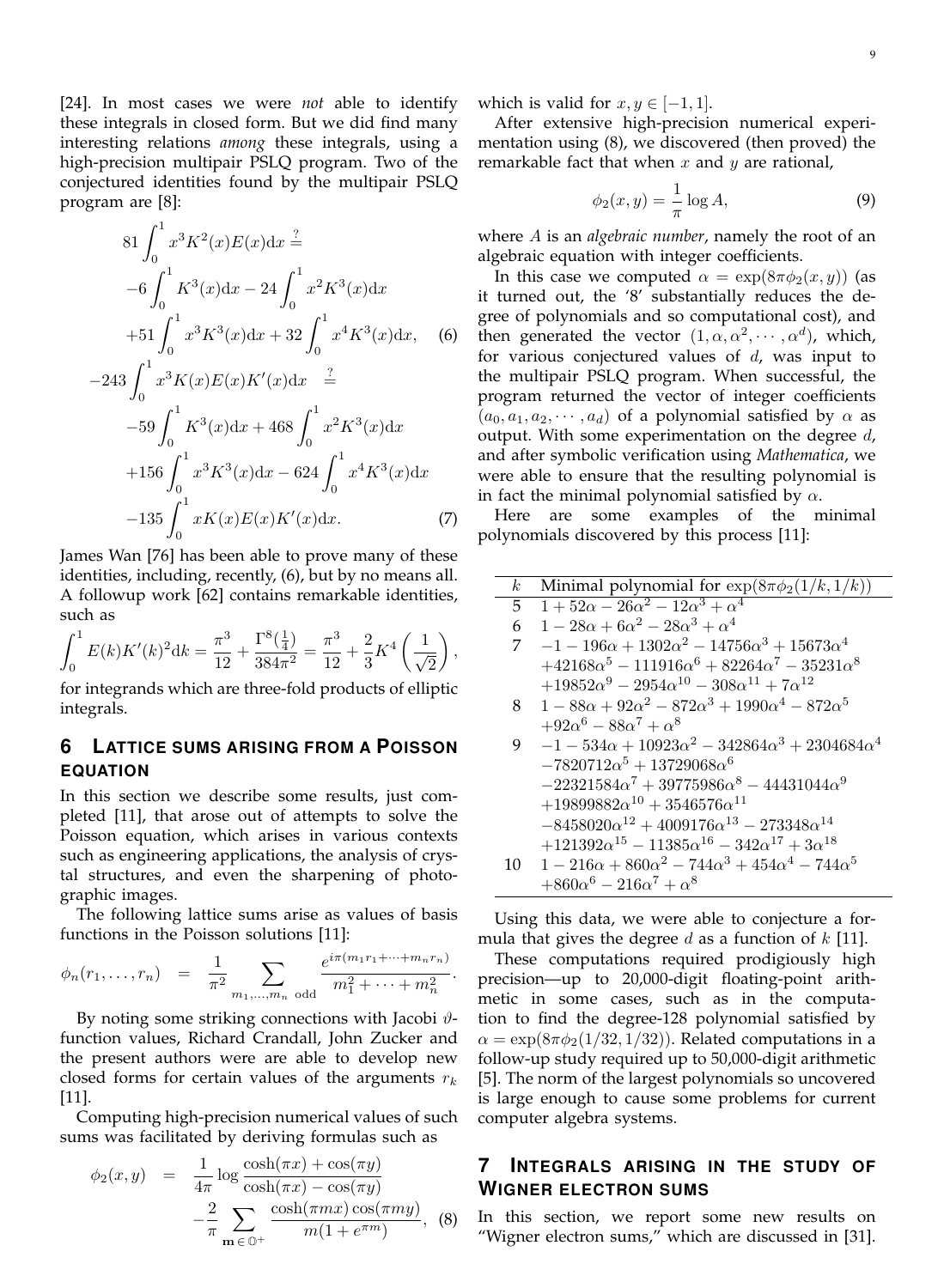[24]. In most cases we were *not* able to identify these integrals in closed form. But we did find many interesting relations *among* these integrals, using a high-precision multipair PSLQ program. Two of the conjectured identities found by the multipair PSLQ program are [8]:

$$
\begin{aligned}
81 \int_0^1 x^3 K^2(x) E(x) \mathrm{d}x &\stackrel{?}{=} \\
-6 \int_0^1 K^3(x) \mathrm{d}x &- 24 \int_0^1 x^2 K^3(x) \mathrm{d}x \\
+51 \int_0^1 x^3 K^3(x) \mathrm{d}x &+ 32 \int_0^1 x^4 K^3(x) \mathrm{d}x, \quad (6)
\end{aligned}
$$

$$
\begin{aligned}
-243 \int_0^1 x^3 K(x) E(x) K'(x) \mathrm{d}x &\stackrel{?}{=} \\
-59 \int_0^1 K^3(x) \mathrm{d}x &+ 468 \int_0^1 x^2 K^3(x) \mathrm{d}x \\
+156 \int_0^1 x^3 K^3(x) \mathrm{d}x &- 624 \int_0^1 x^4 K^3(x) \mathrm{d}x \\
-135 \int_0^1 x K(x) E(x) K'(x) \mathrm{d}x. & \quad (7)
\end{aligned}
$$

James Wan [76] has been able to prove many of these identities, including, recently, (6), but by no means all. A followup work [62] contains remarkable identities, such as

$$
\int_0^1 E(k) K'(k)^2 \mathrm{d}k = \frac{\pi^3}{12} + \frac{\Gamma^8(\frac{1}{4})}{384\pi^2} = \frac{\pi^3}{12} + \frac{2}{3} K^4\left(\frac{1}{\sqrt{2}}\right),
$$

for integrands which are three-fold products of elliptic integrals.

## 6 Lattice sums arising from a Poisson equation

In this section we describe some results, just completed [11], that arose out of attempts to solve the Poisson equation, which arises in various contexts such as engineering applications, the analysis of crystal structures, and even the sharpening of photographic images.

The following lattice sums arise as values of basis functions in the Poisson solutions [11]:

$$
\phi_n(r_1, \ldots, r_n) = \frac{1}{\pi^2} \sum_{m_1, \ldots, m_n \text{ odd}} \frac{e^{i\pi(m_1 r_1 + \cdots + m_n r_n)}}{m_1^2 + \cdots + m_n^2}.
$$

By noting some striking connections with Jacobi $\vartheta$-function values, Richard Crandall, John Zucker and the present authors were able to develop new closed forms for certain values of the arguments $r_k$ [11].

Computing high-precision numerical values of such sums was facilitated by deriving formulas such as

$$
\phi_2(x, y) = \frac{1}{4\pi} \log \frac{\cosh(\pi x) + \cos(\pi y)}{\cosh(\pi x) - \cos(\pi y)} - \frac{2}{\pi} \sum_{m \in \mathbb{O}^+} \frac{\cosh(\pi m x) \cos(\pi m y)}{m(1 + e^{\pi m})}, \quad (8)
$$

which is valid for $x, y \in [-1, 1]$.

After extensive high-precision numerical experimentation using (8), we discovered (then proved) the remarkable fact that when $x$ and $y$ are rational,

$$
\phi_2(x, y) = \frac{1}{\pi} \log A, \quad (9)
$$

where $A$ is an *algebraic number*, namely the root of an algebraic equation with integer coefficients.

In this case we computed $\alpha = \exp(8\pi\phi_2(x, y))$ (as it turned out, the '8' substantially reduces the degree of polynomials and so computational cost), and then generated the vector $(1, \alpha, \alpha^2, \cdots, \alpha^d)$, which, for various conjectured values of $d$, was input to the multipair PSLQ program. When successful, the program returned the vector of integer coefficients $(a_0, a_1, a_2, \cdots, a_d)$ of a polynomial satisfied by $\alpha$ as output. With some experimentation on the degree $d$, and after symbolic verification using *Mathematica*, we were able to ensure that the resulting polynomial is in fact the minimal polynomial satisfied by $\alpha$.

Here are some examples of the minimal polynomials discovered by this process [11]:

| $k$ | Minimal polynomial for $\exp(8\pi\phi_2(1/k, 1/k))$ |
|---|---|
| 5 | $1 + 52\alpha - 26\alpha^2 - 12\alpha^3 + \alpha^4$ |
| 6 | $1 - 28\alpha + 6\alpha^2 - 28\alpha^3 + \alpha^4$ |
| 7 | $-1 - 196\alpha + 1302\alpha^2 - 14756\alpha^3 + 15673\alpha^4$ $+42168\alpha^5 - 111916\alpha^6 + 82264\alpha^7 - 35231\alpha^8$ $+19852\alpha^9 - 2954\alpha^{10} - 308\alpha^{11} + 7\alpha^{12}$ |
| 8 | $1 - 88\alpha + 92\alpha^2 - 872\alpha^3 + 1990\alpha^4 - 872\alpha^5$ $+92\alpha^6 - 88\alpha^7 + \alpha^8$ |
| 9 | $-1 - 534\alpha + 10923\alpha^2 - 342864\alpha^3 + 2304684\alpha^4$ $-7820712\alpha^5 + 13729068\alpha^6$ $-22321584\alpha^7 + 39775986\alpha^8 - 44431044\alpha^9$ $+19899882\alpha^{10} + 3546576\alpha^{11}$ $-8458020\alpha^{12} + 4009176\alpha^{13} - 273348\alpha^{14}$ $+121392\alpha^{15} - 11385\alpha^{16} - 342\alpha^{17} + 3\alpha^{18}$ |
| 10 | $1 - 216\alpha + 860\alpha^2 - 744\alpha^3 + 454\alpha^4 - 744\alpha^5$ $+860\alpha^6 - 216\alpha^7 + \alpha^8$ |

Using this data, we were able to conjecture a formula that gives the degree $d$ as a function of $k$ [11].

These computations required prodigiously high precision—up to 20,000-digit floating-point arithmetic in some cases, such as in the computation to find the degree-128 polynomial satisfied by $\alpha = \exp(8\pi\phi_2(1/32, 1/32))$. Related computations in a follow-up study required up to 50,000-digit arithmetic [5]. The norm of the largest polynomials so uncovered is large enough to cause some problems for current computer algebra systems.

## 7 Integrals arising in the study of Wigner electron sums

In this section, we report some new results on "Wigner electron sums," which are discussed in [31].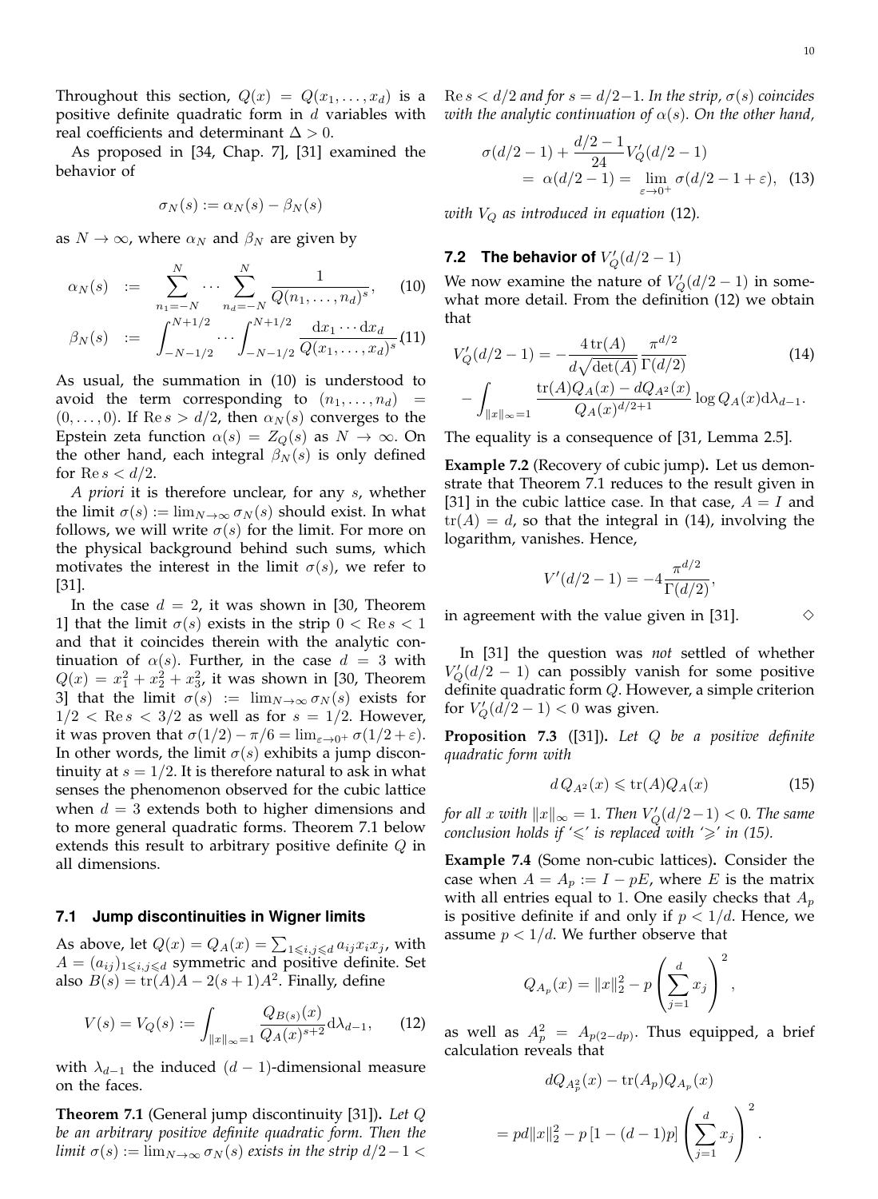Throughout this section, $Q(x) = Q(x_1, \ldots, x_d)$ is a positive definite quadratic form in $d$ variables with real coefficients and determinant $\Delta > 0$.

As proposed in [34, Chap. 7], [31] examined the behavior of

$$\sigma_N(s) := \alpha_N(s) - \beta_N(s)$$

as $N \to \infty$, where $\alpha_N$ and $\beta_N$ are given by

$$\alpha_N(s) \;:=\; \sum_{n_1=-N}^{N} \cdots \sum_{n_d=-N}^{N} \frac{1}{Q(n_1, \ldots, n_d)^s}, \tag{10}$$

$$\beta_N(s) \;:=\; \int_{-N-1/2}^{N+1/2} \cdots \int_{-N-1/2}^{N+1/2} \frac{\mathrm{d}x_1 \cdots \mathrm{d}x_d}{Q(x_1, \ldots, x_d)^s}. \tag{11}$$

As usual, the summation in (10) is understood to avoid the term corresponding to $(n_1, \ldots, n_d) = (0, \ldots, 0)$. If $\operatorname{Re} s > d/2$, then $\alpha_N(s)$ converges to the Epstein zeta function $\alpha(s) = Z_Q(s)$ as $N \to \infty$. On the other hand, each integral $\beta_N(s)$ is only defined for $\operatorname{Re} s < d/2$.

*A priori* it is therefore unclear, for any $s$, whether the limit $\sigma(s) := \lim_{N\to\infty} \sigma_N(s)$ should exist. In what follows, we will write $\sigma(s)$ for the limit. For more on the physical background behind such sums, which motivates the interest in the limit $\sigma(s)$, we refer to [31].

In the case $d = 2$, it was shown in [30, Theorem 1] that the limit $\sigma(s)$ exists in the strip $0 < \operatorname{Re} s < 1$ and that it coincides therein with the analytic continuation of $\alpha(s)$. Further, in the case $d = 3$ with $Q(x) = x_1^2 + x_2^2 + x_3^2$, it was shown in [30, Theorem 3] that the limit $\sigma(s) := \lim_{N\to\infty} \sigma_N(s)$ exists for $1/2 < \operatorname{Re} s < 3/2$ as well as for $s = 1/2$. However, it was proven that $\sigma(1/2) - \pi/6 = \lim_{\varepsilon\to 0^+} \sigma(1/2 + \varepsilon)$. In other words, the limit $\sigma(s)$ exhibits a jump discontinuity at $s = 1/2$. It is therefore natural to ask in what senses the phenomenon observed for the cubic lattice when $d = 3$ extends both to higher dimensions and to more general quadratic forms. Theorem 7.1 below extends this result to arbitrary positive definite $Q$ in all dimensions.

### 7.1 Jump discontinuities in Wigner limits

As above, let $Q(x) = Q_A(x) = \sum_{1\leqslant i,j\leqslant d} a_{ij} x_i x_j$, with $A = (a_{ij})_{1\leqslant i,j\leqslant d}$ symmetric and positive definite. Set also $B(s) = \operatorname{tr}(A) A - 2(s+1) A^2$. Finally, define

$$V(s) = V_Q(s) := \int_{\|x\|_\infty = 1} \frac{Q_{B(s)}(x)}{Q_A(x)^{s+2}} \mathrm{d}\lambda_{d-1}, \tag{12}$$

with $\lambda_{d-1}$ the induced $(d-1)$-dimensional measure on the faces.

**Theorem 7.1** (General jump discontinuity [31])**.** *Let $Q$ be an arbitrary positive definite quadratic form. Then the limit $\sigma(s) := \lim_{N\to\infty} \sigma_N(s)$ exists in the strip $d/2 - 1 < \operatorname{Re} s < d/2$ and for $s = d/2 - 1$. In the strip, $\sigma(s)$ coincides with the analytic continuation of $\alpha(s)$. On the other hand,*

$$\sigma(d/2-1) + \frac{d/2-1}{24} V_Q'(d/2-1) = \alpha(d/2-1) = \lim_{\varepsilon\to 0^+} \sigma(d/2 - 1 + \varepsilon), \tag{13}$$

*with $V_Q$ as introduced in equation* (12)*.*

### 7.2 The behavior of $V_Q'(d/2-1)$

We now examine the nature of $V_Q'(d/2-1)$ in somewhat more detail. From the definition (12) we obtain that

$$V_Q'(d/2-1) = -\frac{4\operatorname{tr}(A)}{d\sqrt{\det(A)}} \frac{\pi^{d/2}}{\Gamma(d/2)} - \int_{\|x\|_\infty=1} \frac{\operatorname{tr}(A) Q_A(x) - d Q_{A^2}(x)}{Q_A(x)^{d/2+1}} \log Q_A(x) \mathrm{d}\lambda_{d-1}. \tag{14}$$

The equality is a consequence of [31, Lemma 2.5].

**Example 7.2** (Recovery of cubic jump)**.** Let us demonstrate that Theorem 7.1 reduces to the result given in [31] in the cubic lattice case. In that case, $A = I$ and $\operatorname{tr}(A) = d$, so that the integral in (14), involving the logarithm, vanishes. Hence,

$$V'(d/2-1) = -4\frac{\pi^{d/2}}{\Gamma(d/2)},$$

in agreement with the value given in [31]. ◇

In [31] the question was *not* settled of whether $V_Q'(d/2-1)$ can possibly vanish for some positive definite quadratic form $Q$. However, a simple criterion for $V_Q'(d/2-1) < 0$ was given.

**Proposition 7.3** ([31])**.** *Let $Q$ be a positive definite quadratic form with*

$$d\, Q_{A^2}(x) \leqslant \operatorname{tr}(A) Q_A(x) \tag{15}$$

*for all $x$ with $\|x\|_\infty = 1$. Then $V_Q'(d/2-1) < 0$. The same conclusion holds if '$\leqslant$' is replaced with '$\geqslant$' in (15).*

**Example 7.4** (Some non-cubic lattices)**.** Consider the case when $A = A_p := I - pE$, where $E$ is the matrix with all entries equal to 1. One easily checks that $A_p$ is positive definite if and only if $p < 1/d$. Hence, we assume $p < 1/d$. We further observe that

$$Q_{A_p}(x) = \|x\|_2^2 - p\left(\sum_{j=1}^d x_j\right)^2,$$

as well as $A_p^2 = A_{p(2-dp)}$. Thus equipped, a brief calculation reveals that

$$d Q_{A_p^2}(x) - \operatorname{tr}(A_p) Q_{A_p}(x) = pd\|x\|_2^2 - p\left[1 - (d-1)p\right]\left(\sum_{j=1}^d x_j\right)^2.$$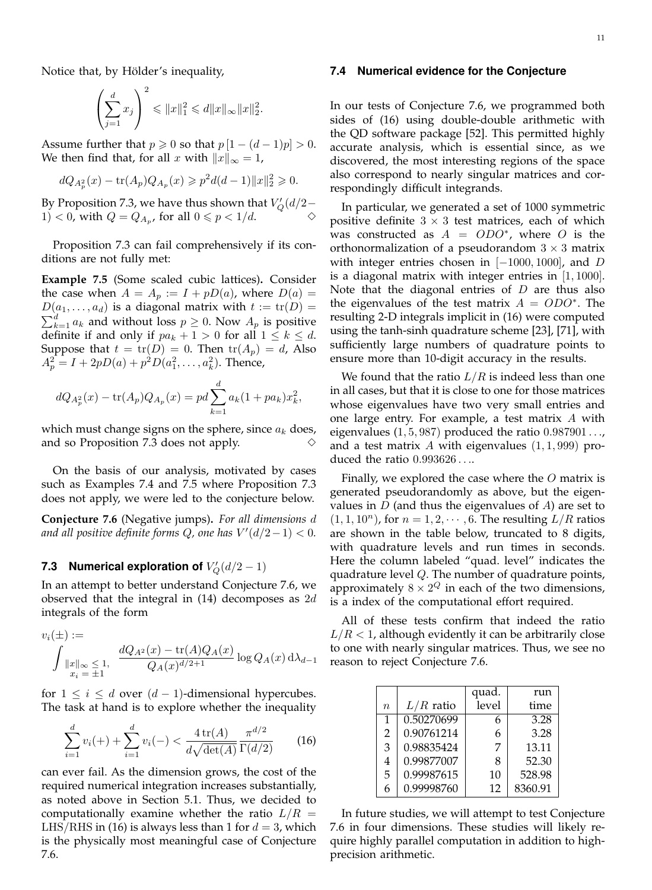Notice that, by Hölder's inequality,

$$\left(\sum_{j=1}^{d} x_j\right)^2 \leqslant \|x\|_1^2 \leqslant d\|x\|_\infty \|x\|_2^2.$$

Assume further that $p \geqslant 0$ so that $p\,[1-(d-1)p] > 0$. We then find that, for all $x$ with $\|x\|_\infty = 1$,

$$dQ_{A_p^2}(x) - \operatorname{tr}(A_p)Q_{A_p}(x) \geqslant p^2 d(d-1)\|x\|_2^2 \geqslant 0.$$

By Proposition 7.3, we have thus shown that $V_Q'(d/2-1) < 0$, with $Q = Q_{A_p}$, for all $0 \leqslant p < 1/d$. $\diamond$

Proposition 7.3 can fail comprehensively if its conditions are not fully met:

**Example 7.5** (Some scaled cubic lattices)**.** Consider the case when $A = A_p := I + pD(a)$, where $D(a) = D(a_1, \ldots, a_d)$ is a diagonal matrix with $t := \operatorname{tr}(D) = \sum_{k=1}^{d} a_k$ and without loss $p \geq 0$. Now $A_p$ is positive definite if and only if $pa_k + 1 > 0$ for all $1 \leq k \leq d$. Suppose that $t = \operatorname{tr}(D) = 0$. Then $\operatorname{tr}(A_p) = d$, Also $A_p^2 = I + 2pD(a) + p^2 D(a_1^2, \ldots, a_k^2)$. Thence,

$$dQ_{A_p^2}(x) - \operatorname{tr}(A_p)Q_{A_p}(x) = pd\sum_{k=1}^{d} a_k(1+pa_k)x_k^2,$$

which must change signs on the sphere, since $a_k$ does, and so Proposition 7.3 does not apply. $\diamond$

On the basis of our analysis, motivated by cases such as Examples 7.4 and 7.5 where Proposition 7.3 does not apply, we were led to the conjecture below.

**Conjecture 7.6** (Negative jumps)**.** *For all dimensions $d$ and all positive definite forms $Q$, one has $V'(d/2-1) < 0$.*

### 7.3 Numerical exploration of $V_Q'(d/2-1)$

In an attempt to better understand Conjecture 7.6, we observed that the integral in (14) decomposes as $2d$ integrals of the form

$$v_i(\pm) := \int_{\substack{\|x\|_\infty \leq 1,\\ x_i = \pm 1}} \frac{dQ_{A^2}(x) - \operatorname{tr}(A)Q_A(x)}{Q_A(x)^{d/2+1}} \log Q_A(x)\, \mathrm{d}\lambda_{d-1}$$

for $1 \leq i \leq d$ over $(d-1)$-dimensional hypercubes. The task at hand is to explore whether the inequality

$$\sum_{i=1}^{d} v_i(+) + \sum_{i=1}^{d} v_i(-) < \frac{4\operatorname{tr}(A)}{d\sqrt{\det(A)}}\frac{\pi^{d/2}}{\Gamma(d/2)} \tag{16}$$

can ever fail. As the dimension grows, the cost of the required numerical integration increases substantially, as noted above in Section 5.1. Thus, we decided to computationally examine whether the ratio $L/R = \mathrm{LHS}/\mathrm{RHS}$ in (16) is always less than 1 for $d = 3$, which is the physically most meaningful case of Conjecture 7.6.

### 7.4 Numerical evidence for the Conjecture

In our tests of Conjecture 7.6, we programmed both sides of (16) using double-double arithmetic with the QD software package [52]. This permitted highly accurate analysis, which is essential since, as we discovered, the most interesting regions of the space also correspond to nearly singular matrices and correspondingly difficult integrands.

In particular, we generated a set of 1000 symmetric positive definite $3 \times 3$ test matrices, each of which was constructed as $A = ODO^*$, where $O$ is the orthonormalization of a pseudorandom $3 \times 3$ matrix with integer entries chosen in $[-1000, 1000]$, and $D$ is a diagonal matrix with integer entries in $[1, 1000]$. Note that the diagonal entries of $D$ are thus also the eigenvalues of the test matrix $A = ODO^*$. The resulting 2-D integrals implicit in (16) were computed using the tanh-sinh quadrature scheme [23], [71], with sufficiently large numbers of quadrature points to ensure more than 10-digit accuracy in the results.

We found that the ratio $L/R$ is indeed less than one in all cases, but that it is close to one for those matrices whose eigenvalues have two very small entries and one large entry. For example, a test matrix $A$ with eigenvalues $(1, 5, 987)$ produced the ratio $0.987901\ldots$, and a test matrix $A$ with eigenvalues $(1, 1, 999)$ produced the ratio $0.993626\ldots$.

Finally, we explored the case where the $O$ matrix is generated pseudorandomly as above, but the eigenvalues in $D$ (and thus the eigenvalues of $A$) are set to $(1, 1, 10^n)$, for $n = 1, 2, \cdots, 6$. The resulting $L/R$ ratios are shown in the table below, truncated to 8 digits, with quadrature levels and run times in seconds. Here the column labeled "quad. level" indicates the quadrature level $Q$. The number of quadrature points, approximately $8 \times 2^Q$ in each of the two dimensions, is a index of the computational effort required.

All of these tests confirm that indeed the ratio $L/R < 1$, although evidently it can be arbitrarily close to one with nearly singular matrices. Thus, we see no reason to reject Conjecture 7.6.

| $n$ | $L/R$ ratio | quad. level | run time |
|---|---|---|---|
| 1 | 0.50270699 | 6 | 3.28 |
| 2 | 0.90761214 | 6 | 3.28 |
| 3 | 0.98835424 | 7 | 13.11 |
| 4 | 0.99877007 | 8 | 52.30 |
| 5 | 0.99987615 | 10 | 528.98 |
| 6 | 0.99998760 | 12 | 8360.91 |

In future studies, we will attempt to test Conjecture 7.6 in four dimensions. These studies will likely require highly parallel computation in addition to high-precision arithmetic.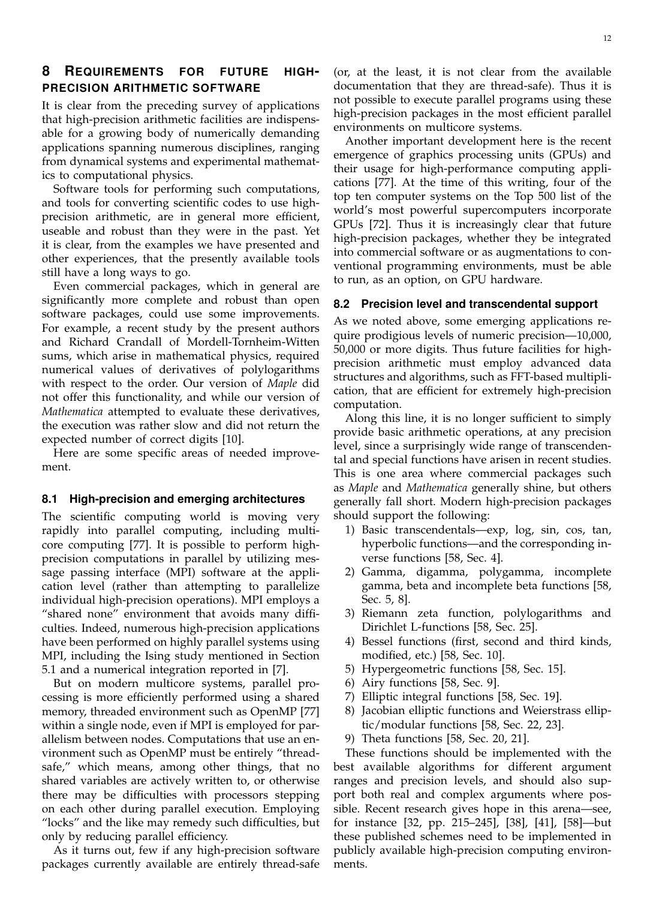## 8 Requirements for future high-precision arithmetic software

It is clear from the preceding survey of applications that high-precision arithmetic facilities are indispensable for a growing body of numerically demanding applications spanning numerous disciplines, ranging from dynamical systems and experimental mathematics to computational physics.

Software tools for performing such computations, and tools for converting scientific codes to use high-precision arithmetic, are in general more efficient, useable and robust than they were in the past. Yet it is clear, from the examples we have presented and other experiences, that the presently available tools still have a long ways to go.

Even commercial packages, which in general are significantly more complete and robust than open software packages, could use some improvements. For example, a recent study by the present authors and Richard Crandall of Mordell-Tornheim-Witten sums, which arise in mathematical physics, required numerical values of derivatives of polylogarithms with respect to the order. Our version of *Maple* did not offer this functionality, and while our version of *Mathematica* attempted to evaluate these derivatives, the execution was rather slow and did not return the expected number of correct digits [10].

Here are some specific areas of needed improvement.

### 8.1 High-precision and emerging architectures

The scientific computing world is moving very rapidly into parallel computing, including multicore computing [77]. It is possible to perform high-precision computations in parallel by utilizing message passing interface (MPI) software at the application level (rather than attempting to parallelize individual high-precision operations). MPI employs a "shared none" environment that avoids many difficulties. Indeed, numerous high-precision applications have been performed on highly parallel systems using MPI, including the Ising study mentioned in Section 5.1 and a numerical integration reported in [7].

But on modern multicore systems, parallel processing is more efficiently performed using a shared memory, threaded environment such as OpenMP [77] within a single node, even if MPI is employed for parallelism between nodes. Computations that use an environment such as OpenMP must be entirely "thread-safe," which means, among other things, that no shared variables are actively written to, or otherwise there may be difficulties with processors stepping on each other during parallel execution. Employing "locks" and the like may remedy such difficulties, but only by reducing parallel efficiency.

As it turns out, few if any high-precision software packages currently available are entirely thread-safe (or, at the least, it is not clear from the available documentation that they are thread-safe). Thus it is not possible to execute parallel programs using these high-precision packages in the most efficient parallel environments on multicore systems.

Another important development here is the recent emergence of graphics processing units (GPUs) and their usage for high-performance computing applications [77]. At the time of this writing, four of the top ten computer systems on the Top 500 list of the world's most powerful supercomputers incorporate GPUs [72]. Thus it is increasingly clear that future high-precision packages, whether they be integrated into commercial software or as augmentations to conventional programming environments, must be able to run, as an option, on GPU hardware.

### 8.2 Precision level and transcendental support

As we noted above, some emerging applications require prodigious levels of numeric precision—10,000, 50,000 or more digits. Thus future facilities for high-precision arithmetic must employ advanced data structures and algorithms, such as FFT-based multiplication, that are efficient for extremely high-precision computation.

Along this line, it is no longer sufficient to simply provide basic arithmetic operations, at any precision level, since a surprisingly wide range of transcendental and special functions have arisen in recent studies. This is one area where commercial packages such as *Maple* and *Mathematica* generally shine, but others generally fall short. Modern high-precision packages should support the following:

1) Basic transcendentals—exp, log, sin, cos, tan, hyperbolic functions—and the corresponding inverse functions [58, Sec. 4].
2) Gamma, digamma, polygamma, incomplete gamma, beta and incomplete beta functions [58, Sec. 5, 8].
3) Riemann zeta function, polylogarithms and Dirichlet L-functions [58, Sec. 25].
4) Bessel functions (first, second and third kinds, modified, etc.) [58, Sec. 10].
5) Hypergeometric functions [58, Sec. 15].
6) Airy functions [58, Sec. 9].
7) Elliptic integral functions [58, Sec. 19].
8) Jacobian elliptic functions and Weierstrass elliptic/modular functions [58, Sec. 22, 23].
9) Theta functions [58, Sec. 20, 21].

These functions should be implemented with the best available algorithms for different argument ranges and precision levels, and should also support both real and complex arguments where possible. Recent research gives hope in this arena—see, for instance [32, pp. 215–245], [38], [41], [58]—but these published schemes need to be implemented in publicly available high-precision computing environments.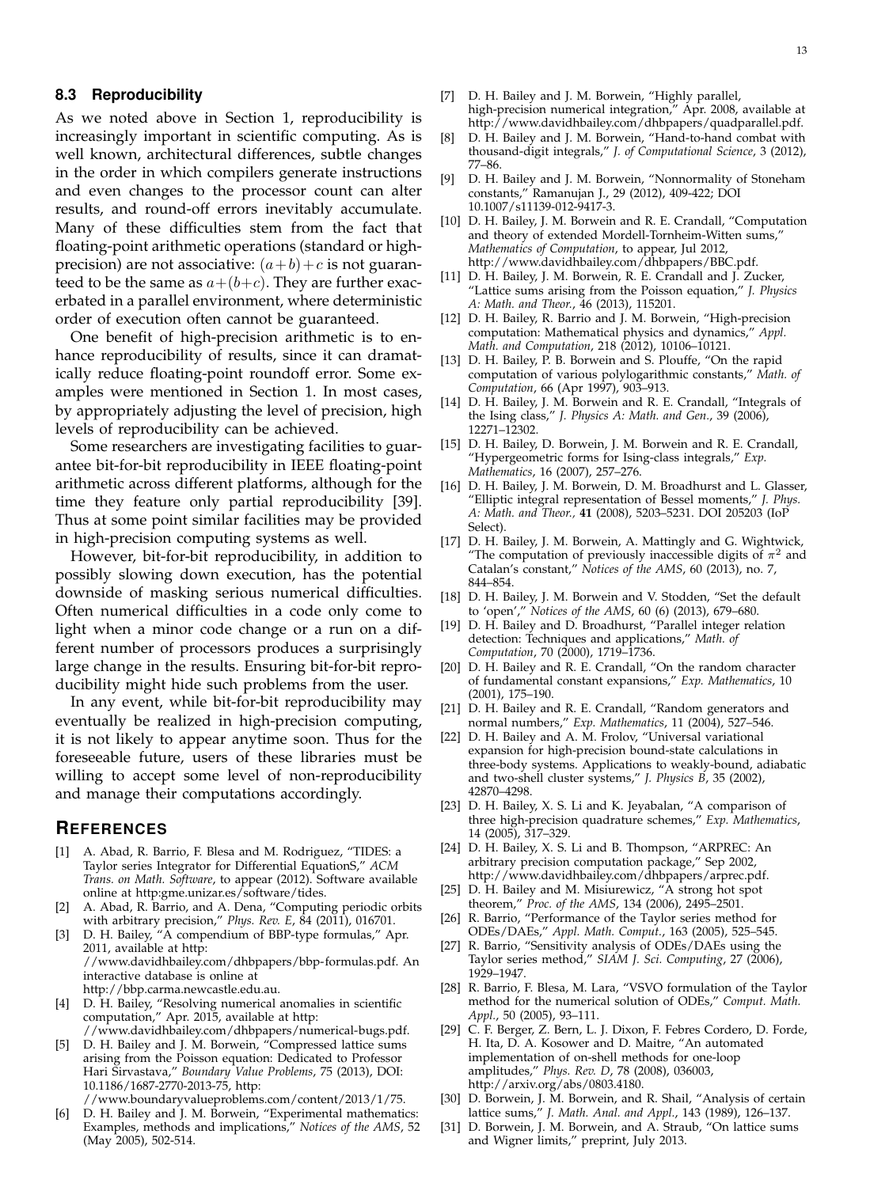### 8.3 Reproducibility

As we noted above in Section 1, reproducibility is increasingly important in scientific computing. As is well known, architectural differences, subtle changes in the order in which compilers generate instructions and even changes to the processor count can alter results, and round-off errors inevitably accumulate. Many of these difficulties stem from the fact that floating-point arithmetic operations (standard or high-precision) are not associative: $(a+b)+c$ is not guaranteed to be the same as $a+(b+c)$. They are further exacerbated in a parallel environment, where deterministic order of execution often cannot be guaranteed.

One benefit of high-precision arithmetic is to enhance reproducibility of results, since it can dramatically reduce floating-point roundoff error. Some examples were mentioned in Section 1. In most cases, by appropriately adjusting the level of precision, high levels of reproducibility can be achieved.

Some researchers are investigating facilities to guarantee bit-for-bit reproducibility in IEEE floating-point arithmetic across different platforms, although for the time they feature only partial reproducibility [39]. Thus at some point similar facilities may be provided in high-precision computing systems as well.

However, bit-for-bit reproducibility, in addition to possibly slowing down execution, has the potential downside of masking serious numerical difficulties. Often numerical difficulties in a code only come to light when a minor code change or a run on a different number of processors produces a surprisingly large change in the results. Ensuring bit-for-bit reproducibility might hide such problems from the user.

In any event, while bit-for-bit reproducibility may eventually be realized in high-precision computing, it is not likely to appear anytime soon. Thus for the foreseeable future, users of these libraries must be willing to accept some level of non-reproducibility and manage their computations accordingly.

## References

[1] A. Abad, R. Barrio, F. Blesa and M. Rodriguez, "TIDES: a Taylor series Integrator for Differential EquationS," *ACM Trans. on Math. Software*, to appear (2012). Software available online at http:gme.unizar.es/software/tides.

[2] A. Abad, R. Barrio, and A. Dena, "Computing periodic orbits with arbitrary precision," *Phys. Rev. E*, 84 (2011), 016701.

[3] D. H. Bailey, "A compendium of BBP-type formulas," Apr. 2011, available at http://www.davidhbailey.com/dhbpapers/bbp-formulas.pdf. An interactive database is online at http://bbp.carma.newcastle.edu.au.

[4] D. H. Bailey, "Resolving numerical anomalies in scientific computation," Apr. 2015, available at http://www.davidhbailey.com/dhbpapers/numerical-bugs.pdf.

[5] D. H. Bailey and J. M. Borwein, "Compressed lattice sums arising from the Poisson equation: Dedicated to Professor Hari Sirvastava," *Boundary Value Problems*, 75 (2013), DOI: 10.1186/1687-2770-2013-75, http://www.boundaryvalueproblems.com/content/2013/1/75.

[6] D. H. Bailey and J. M. Borwein, "Experimental mathematics: Examples, methods and implications," *Notices of the AMS*, 52 (May 2005), 502-514.

[7] D. H. Bailey and J. M. Borwein, "Highly parallel, high-precision numerical integration," Apr. 2008, available at http://www.davidhbailey.com/dhbpapers/quadparallel.pdf.

[8] D. H. Bailey and J. M. Borwein, "Hand-to-hand combat with thousand-digit integrals," *J. of Computational Science*, 3 (2012), 77–86.

[9] D. H. Bailey and J. M. Borwein, "Nonnormality of Stoneham constants," Ramanujan J., 29 (2012), 409-422; DOI 10.1007/s11139-012-9417-3.

[10] D. H. Bailey, J. M. Borwein and R. E. Crandall, "Computation and theory of extended Mordell-Tornheim-Witten sums," *Mathematics of Computation*, to appear, Jul 2012, http://www.davidhbailey.com/dhbpapers/BBC.pdf.

[11] D. H. Bailey, J. M. Borwein, R. E. Crandall and J. Zucker, "Lattice sums arising from the Poisson equation," *J. Physics A: Math. and Theor.*, 46 (2013), 115201.

[12] D. H. Bailey, R. Barrio and J. M. Borwein, "High-precision computation: Mathematical physics and dynamics," *Appl. Math. and Computation*, 218 (2012), 10106–10121.

[13] D. H. Bailey, P. B. Borwein and S. Plouffe, "On the rapid computation of various polylogarithmic constants," *Math. of Computation*, 66 (Apr 1997), 903–913.

[14] D. H. Bailey, J. M. Borwein and R. E. Crandall, "Integrals of the Ising class," *J. Physics A: Math. and Gen.*, 39 (2006), 12271–12302.

[15] D. H. Bailey, D. Borwein, J. M. Borwein and R. E. Crandall, "Hypergeometric forms for Ising-class integrals," *Exp. Mathematics*, 16 (2007), 257–276.

[16] D. H. Bailey, J. M. Borwein, D. M. Broadhurst and L. Glasser, "Elliptic integral representation of Bessel moments," *J. Phys. A: Math. and Theor.*, **41** (2008), 5203–5231. DOI 205203 (IoP Select).

[17] D. H. Bailey, J. M. Borwein, A. Mattingly and G. Wightwick, "The computation of previously inaccessible digits of $\pi^2$ and Catalan's constant," *Notices of the AMS*, 60 (2013), no. 7, 844–854.

[18] D. H. Bailey, J. M. Borwein and V. Stodden, "Set the default to 'open'," *Notices of the AMS*, 60 (6) (2013), 679–680.

[19] D. H. Bailey and D. Broadhurst, "Parallel integer relation detection: Techniques and applications," *Math. of Computation*, 70 (2000), 1719–1736.

[20] D. H. Bailey and R. E. Crandall, "On the random character of fundamental constant expansions," *Exp. Mathematics*, 10 (2001), 175–190.

[21] D. H. Bailey and R. E. Crandall, "Random generators and normal numbers," *Exp. Mathematics*, 11 (2004), 527–546.

[22] D. H. Bailey and A. M. Frolov, "Universal variational expansion for high-precision bound-state calculations in three-body systems. Applications to weakly-bound, adiabatic and two-shell cluster systems," *J. Physics B*, 35 (2002), 42870–4298.

[23] D. H. Bailey, X. S. Li and K. Jeyabalan, "A comparison of three high-precision quadrature schemes," *Exp. Mathematics*, 14 (2005), 317–329.

[24] D. H. Bailey, X. S. Li and B. Thompson, "ARPREC: An arbitrary precision computation package," Sep 2002, http://www.davidhbailey.com/dhbpapers/arprec.pdf.

[25] D. H. Bailey and M. Misiurewicz, "A strong hot spot theorem," *Proc. of the AMS*, 134 (2006), 2495–2501.

[26] R. Barrio, "Performance of the Taylor series method for ODEs/DAEs," *Appl. Math. Comput.*, 163 (2005), 525–545.

[27] R. Barrio, "Sensitivity analysis of ODEs/DAEs using the Taylor series method," *SIAM J. Sci. Computing*, 27 (2006), 1929–1947.

[28] R. Barrio, F. Blesa, M. Lara, "VSVO formulation of the Taylor method for the numerical solution of ODEs," *Comput. Math. Appl.*, 50 (2005), 93–111.

[29] C. F. Berger, Z. Bern, L. J. Dixon, F. Febres Cordero, D. Forde, H. Ita, D. A. Kosower and D. Maitre, "An automated implementation of on-shell methods for one-loop amplitudes," *Phys. Rev. D*, 78 (2008), 036003, http://arxiv.org/abs/0803.4180.

[30] D. Borwein, J. M. Borwein, and R. Shail, "Analysis of certain lattice sums," *J. Math. Anal. and Appl.*, 143 (1989), 126–137.

[31] D. Borwein, J. M. Borwein, and A. Straub, "On lattice sums and Wigner limits," preprint, July 2013.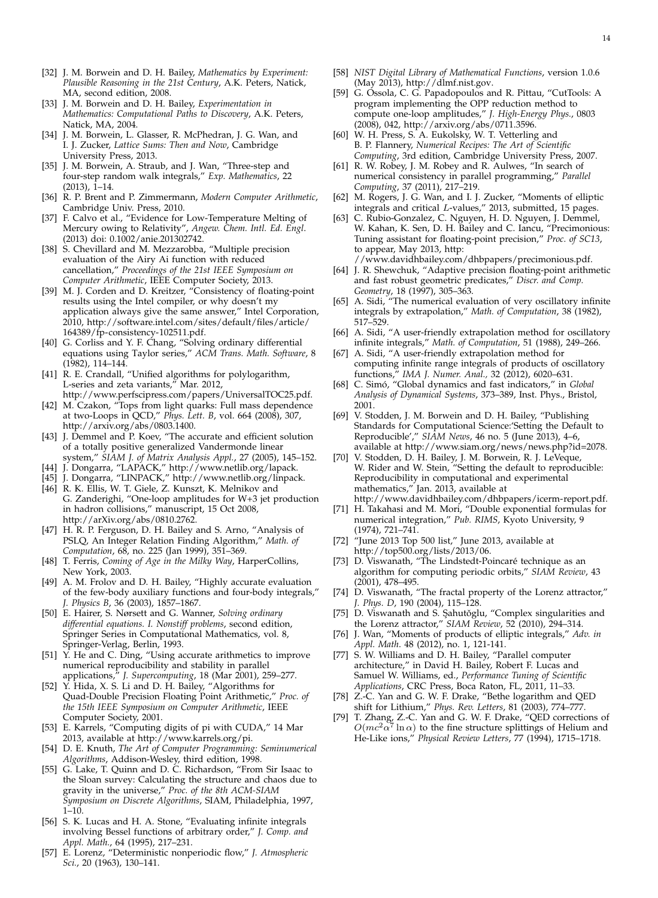[32] J. M. Borwein and D. H. Bailey, *Mathematics by Experiment: Plausible Reasoning in the 21st Century*, A.K. Peters, Natick, MA, second edition, 2008.

[33] J. M. Borwein and D. H. Bailey, *Experimentation in Mathematics: Computational Paths to Discovery*, A.K. Peters, Natick, MA, 2004.

[34] J. M. Borwein, L. Glasser, R. McPhedran, J. G. Wan, and I. J. Zucker, *Lattice Sums: Then and Now*, Cambridge University Press, 2013.

[35] J. M. Borwein, A. Straub, and J. Wan, "Three-step and four-step random walk integrals," *Exp. Mathematics*, 22 (2013), 1–14.

[36] R. P. Brent and P. Zimmermann, *Modern Computer Arithmetic*, Cambridge Univ. Press, 2010.

[37] F. Calvo et al., "Evidence for Low-Temperature Melting of Mercury owing to Relativity", *Angew. Chem. Intl. Ed. Engl.* (2013) doi: 0.1002/anie.201302742.

[38] S. Chevillard and M. Mezzarobba, "Multiple precision evaluation of the Airy Ai function with reduced cancellation," *Proceedings of the 21st IEEE Symposium on Computer Arithmetic*, IEEE Computer Society, 2013.

[39] M. J. Corden and D. Kreitzer, "Consistency of floating-point results using the Intel compiler, or why doesn't my application always give the same answer," Intel Corporation, 2010, http://software.intel.com/sites/default/files/article/164389/fp-consistency-102511.pdf.

[40] G. Corliss and Y. F. Chang, "Solving ordinary differential equations using Taylor series," *ACM Trans. Math. Software*, 8 (1982), 114–144.

[41] R. E. Crandall, "Unified algorithms for polylogarithm, L-series and zeta variants," Mar. 2012, http://www.perfscipress.com/papers/UniversalTOC25.pdf.

[42] M. Czakon, "Tops from light quarks: Full mass dependence at two-Loops in QCD," *Phys. Lett. B*, vol. 664 (2008), 307, http://arxiv.org/abs/0803.1400.

[43] J. Demmel and P. Koev, "The accurate and efficient solution of a totally positive generalized Vandermonde linear system," *SIAM J. of Matrix Analysis Appl.*, 27 (2005), 145–152.

[44] J. Dongarra, "LAPACK," http://www.netlib.org/lapack.

[45] J. Dongarra, "LINPACK," http://www.netlib.org/linpack.

[46] R. K. Ellis, W. T. Giele, Z. Kunszt, K. Melnikov and G. Zanderighi, "One-loop amplitudes for W+3 jet production in hadron collisions," manuscript, 15 Oct 2008, http://arXiv.org/abs/0810.2762.

[47] H. R. P. Ferguson, D. H. Bailey and S. Arno, "Analysis of PSLQ, An Integer Relation Finding Algorithm," *Math. of Computation*, 68, no. 225 (Jan 1999), 351–369.

[48] T. Ferris, *Coming of Age in the Milky Way*, HarperCollins, New York, 2003.

[49] A. M. Frolov and D. H. Bailey, "Highly accurate evaluation of the few-body auxiliary functions and four-body integrals," *J. Physics B*, 36 (2003), 1857–1867.

[50] E. Hairer, S. Nørsett and G. Wanner, *Solving ordinary differential equations. I. Nonstiff problems*, second edition, Springer Series in Computational Mathematics, vol. 8, Springer-Verlag, Berlin, 1993.

[51] Y. He and C. Ding, "Using accurate arithmetics to improve numerical reproducibility and stability in parallel applications," *J. Supercomputing*, 18 (Mar 2001), 259–277.

[52] Y. Hida, X. S. Li and D. H. Bailey, "Algorithms for Quad-Double Precision Floating Point Arithmetic," *Proc. of the 15th IEEE Symposium on Computer Arithmetic*, IEEE Computer Society, 2001.

[53] E. Karrels, "Computing digits of pi with CUDA," 14 Mar 2013, available at http://www.karrels.org/pi.

[54] D. E. Knuth, *The Art of Computer Programming: Seminumerical Algorithms*, Addison-Wesley, third edition, 1998.

[55] G. Lake, T. Quinn and D. C. Richardson, "From Sir Isaac to the Sloan survey: Calculating the structure and chaos due to gravity in the universe," *Proc. of the 8th ACM-SIAM Symposium on Discrete Algorithms*, SIAM, Philadelphia, 1997, 1–10.

[56] S. K. Lucas and H. A. Stone, "Evaluating infinite integrals involving Bessel functions of arbitrary order," *J. Comp. and Appl. Math.*, 64 (1995), 217–231.

[57] E. Lorenz, "Deterministic nonperiodic flow," *J. Atmospheric Sci.*, 20 (1963), 130–141.

[58] *NIST Digital Library of Mathematical Functions*, version 1.0.6 (May 2013), http://dlmf.nist.gov.

[59] G. Ossola, C. G. Papadopoulos and R. Pittau, "CutTools: A program implementing the OPP reduction method to compute one-loop amplitudes," *J. High-Energy Phys.*, 0803 (2008), 042, http://arxiv.org/abs/0711.3596.

[60] W. H. Press, S. A. Eukolsky, W. T. Vetterling and B. P. Flannery, *Numerical Recipes: The Art of Scientific Computing*, 3rd edition, Cambridge University Press, 2007.

[61] R. W. Robey, J. M. Robey and R. Aulwes, "In search of numerical consistency in parallel programming," *Parallel Computing*, 37 (2011), 217–219.

[62] M. Rogers, J. G. Wan, and I. J. Zucker, "Moments of elliptic integrals and critical *L*-values," 2013, submitted, 15 pages.

[63] C. Rubio-Gonzalez, C. Nguyen, H. D. Nguyen, J. Demmel, W. Kahan, K. Sen, D. H. Bailey and C. Iancu, "Precimonious: Tuning assistant for floating-point precision," *Proc. of SC13*, to appear, May 2013, http://www.davidhbailey.com/dhbpapers/precimonious.pdf.

[64] J. R. Shewchuk, "Adaptive precision floating-point arithmetic and fast robust geometric predicates," *Discr. and Comp. Geometry*, 18 (1997), 305–363.

[65] A. Sidi, "The numerical evaluation of very oscillatory infinite integrals by extrapolation," *Math. of Computation*, 38 (1982), 517–529.

[66] A. Sidi, "A user-friendly extrapolation method for oscillatory infinite integrals," *Math. of Computation*, 51 (1988), 249–266.

[67] A. Sidi, "A user-friendly extrapolation method for computing infinite range integrals of products of oscillatory functions," *IMA J. Numer. Anal.*, 32 (2012), 6020–631.

[68] C. Simó, "Global dynamics and fast indicators," in *Global Analysis of Dynamical Systems*, 373–389, Inst. Phys., Bristol, 2001.

[69] V. Stodden, J. M. Borwein and D. H. Bailey, "Publishing Standards for Computational Science:'Setting the Default to Reproducible'," *SIAM News*, 46 no. 5 (June 2013), 4–6, available at http://www.siam.org/news/news.php?id=2078.

[70] V. Stodden, D. H. Bailey, J. M. Borwein, R. J. LeVeque, W. Rider and W. Stein, "Setting the default to reproducible: Reproducibility in computational and experimental mathematics," Jan. 2013, available at http://www.davidhbailey.com/dhbpapers/icerm-report.pdf.

[71] H. Takahasi and M. Mori, "Double exponential formulas for numerical integration," *Pub. RIMS*, Kyoto University, 9 (1974), 721–741.

[72] "June 2013 Top 500 list," June 2013, available at http://top500.org/lists/2013/06.

[73] D. Viswanath, "The Lindstedt-Poincaré technique as an algorithm for computing periodic orbits," *SIAM Review*, 43 (2001), 478–495.

[74] D. Viswanath, "The fractal property of the Lorenz attractor," *J. Phys. D*, 190 (2004), 115–128.

[75] D. Viswanath and S. Şahutŏglu, "Complex singularities and the Lorenz attractor," *SIAM Review*, 52 (2010), 294–314.

[76] J. Wan, "Moments of products of elliptic integrals," *Adv. in Appl. Math.* 48 (2012), no. 1, 121-141.

[77] S. W. Williams and D. H. Bailey, "Parallel computer architecture," in David H. Bailey, Robert F. Lucas and Samuel W. Williams, ed., *Performance Tuning of Scientific Applications*, CRC Press, Boca Raton, FL, 2011, 11–33.

[78] Z.-C. Yan and G. W. F. Drake, "Bethe logarithm and QED shift for Lithium," *Phys. Rev. Letters*, 81 (2003), 774–777.

[79] T. Zhang, Z.-C. Yan and G. W. F. Drake, "QED corrections of $O(mc^2\alpha^7 \ln \alpha)$ to the fine structure splittings of Helium and He-Like ions," *Physical Review Letters*, 77 (1994), 1715–1718.